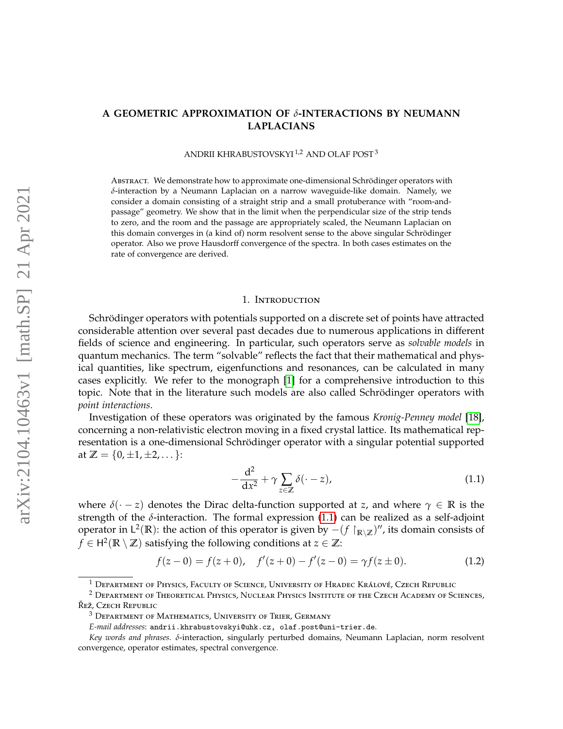# A GEOMETRIC APPROXIMATION OF $\delta$-INTERACTIONS BY NEUMANN LAPLACIANS

ANDRII KHRABUSTOVSKYI [1,2] AND OLAF POST [3]

Abstract. We demonstrate how to approximate one-dimensional Schrödinger operators with $\delta$-interaction by a Neumann Laplacian on a narrow waveguide-like domain. Namely, we consider a domain consisting of a straight strip and a small protuberance with "room-and-passage" geometry. We show that in the limit when the perpendicular size of the strip tends to zero, and the room and the passage are appropriately scaled, the Neumann Laplacian on this domain converges in (a kind of) norm resolvent sense to the above singular Schrödinger operator. Also we prove Hausdorff convergence of the spectra. In both cases estimates on the rate of convergence are derived.

## 1. Introduction

Schrödinger operators with potentials supported on a discrete set of points have attracted considerable attention over several past decades due to numerous applications in different fields of science and engineering. In particular, such operators serve as *solvable models* in quantum mechanics. The term "solvable" reflects the fact that their mathematical and physical quantities, like spectrum, eigenfunctions and resonances, can be calculated in many cases explicitly. We refer to the monograph [1] for a comprehensive introduction to this topic. Note that in the literature such models are also called Schrödinger operators with *point interactions*.

Investigation of these operators was originated by the famous *Kronig-Penney model* [18], concerning a non-relativistic electron moving in a fixed crystal lattice. Its mathematical representation is a one-dimensional Schrödinger operator with a singular potential supported at $\mathbb{Z} = \{0, \pm 1, \pm 2, \dots\}$:

$$-\frac{\mathrm{d}^2}{\mathrm{d}x^2} + \gamma \sum_{z\in\mathbb{Z}} \delta(\cdot - z), \tag{1.1}$$

where $\delta(\cdot - z)$ denotes the Dirac delta-function supported at $z$, and where $\gamma \in \mathbb{R}$ is the strength of the $\delta$-interaction. The formal expression (1.1) can be realized as a self-adjoint operator in $\mathsf{L}^2(\mathbb{R})$: the action of this operator is given by $-(f\restriction_{\mathbb{R}\setminus\mathbb{Z}})''$, its domain consists of $f \in \mathsf{H}^2(\mathbb{R}\setminus\mathbb{Z})$ satisfying the following conditions at $z \in \mathbb{Z}$:

$$f(z-0) = f(z+0), \quad f'(z+0) - f'(z-0) = \gamma f(z \pm 0). \tag{1.2}$$

---

[1] Department of Physics, Faculty of Science, University of Hradec Králové, Czech Republic

[2] Department of Theoretical Physics, Nuclear Physics Institute of the Czech Academy of Sciences, Řež, Czech Republic

[3] Department of Mathematics, University of Trier, Germany

*E-mail addresses*: andrii.khrabustovskyi@uhk.cz, olaf.post@uni-trier.de.

*Key words and phrases.* $\delta$-interaction, singularly perturbed domains, Neumann Laplacian, norm resolvent convergence, operator estimates, spectral convergence.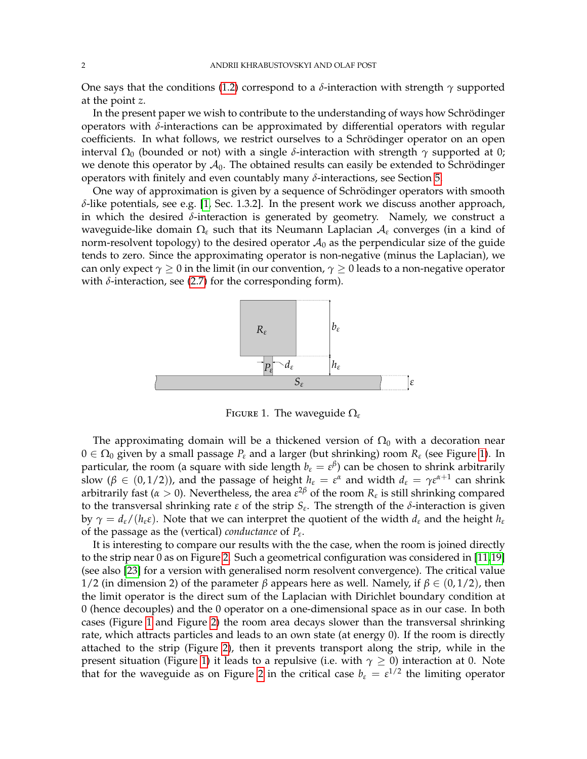One says that the conditions (1.2) correspond to a $\delta$-interaction with strength $\gamma$ supported at the point $z$.

In the present paper we wish to contribute to the understanding of ways how Schrödinger operators with $\delta$-interactions can be approximated by differential operators with regular coefficients. In what follows, we restrict ourselves to a Schrödinger operator on an open interval $\Omega_0$ (bounded or not) with a single $\delta$-interaction with strength $\gamma$ supported at 0; we denote this operator by $\mathcal{A}_0$. The obtained results can easily be extended to Schrödinger operators with finitely and even countably many $\delta$-interactions, see Section 5.

One way of approximation is given by a sequence of Schrödinger operators with smooth $\delta$-like potentials, see e.g. [1, Sec. 1.3.2]. In the present work we discuss another approach, in which the desired $\delta$-interaction is generated by geometry. Namely, we construct a waveguide-like domain $\Omega_\varepsilon$ such that its Neumann Laplacian $\mathcal{A}_\varepsilon$ converges (in a kind of norm-resolvent topology) to the desired operator $\mathcal{A}_0$ as the perpendicular size of the guide tends to zero. Since the approximating operator is non-negative (minus the Laplacian), we can only expect $\gamma \geq 0$ in the limit (in our convention, $\gamma \geq 0$ leads to a non-negative operator with $\delta$-interaction, see (2.7) for the corresponding form).

FIGURE 1. The waveguide $\Omega_\varepsilon$

The approximating domain will be a thickened version of $\Omega_0$ with a decoration near $0 \in \Omega_0$ given by a small passage $P_\varepsilon$ and a larger (but shrinking) room $R_\varepsilon$ (see Figure 1). In particular, the room (a square with side length $b_\varepsilon = \varepsilon^\beta$) can be chosen to shrink arbitrarily slow ($\beta \in (0, 1/2)$), and the passage of height $h_\varepsilon = \varepsilon^\alpha$ and width $d_\varepsilon = \gamma\varepsilon^{\alpha+1}$ can shrink arbitrarily fast ($\alpha > 0$). Nevertheless, the area $\varepsilon^{2\beta}$ of the room $R_\varepsilon$ is still shrinking compared to the transversal shrinking rate $\varepsilon$ of the strip $S_\varepsilon$. The strength of the $\delta$-interaction is given by $\gamma = d_\varepsilon/(h_\varepsilon \varepsilon)$. Note that we can interpret the quotient of the width $d_\varepsilon$ and the height $h_\varepsilon$ of the passage as the (vertical) *conductance* of $P_\varepsilon$.

It is interesting to compare our results with the the case, when the room is joined directly to the strip near 0 as on Figure 2. Such a geometrical configuration was considered in [11, 19] (see also [23] for a version with generalised norm resolvent convergence). The critical value 1/2 (in dimension 2) of the parameter $\beta$ appears here as well. Namely, if $\beta \in (0, 1/2)$, then the limit operator is the direct sum of the Laplacian with Dirichlet boundary condition at 0 (hence decouples) and the 0 operator on a one-dimensional space as in our case. In both cases (Figure 1 and Figure 2) the room area decays slower than the transversal shrinking rate, which attracts particles and leads to an own state (at energy 0). If the room is directly attached to the strip (Figure 2), then it prevents transport along the strip, while in the present situation (Figure 1) it leads to a repulsive (i.e. with $\gamma \geq 0$) interaction at 0. Note that for the waveguide as on Figure 2 in the critical case $b_\varepsilon = \varepsilon^{1/2}$ the limiting operator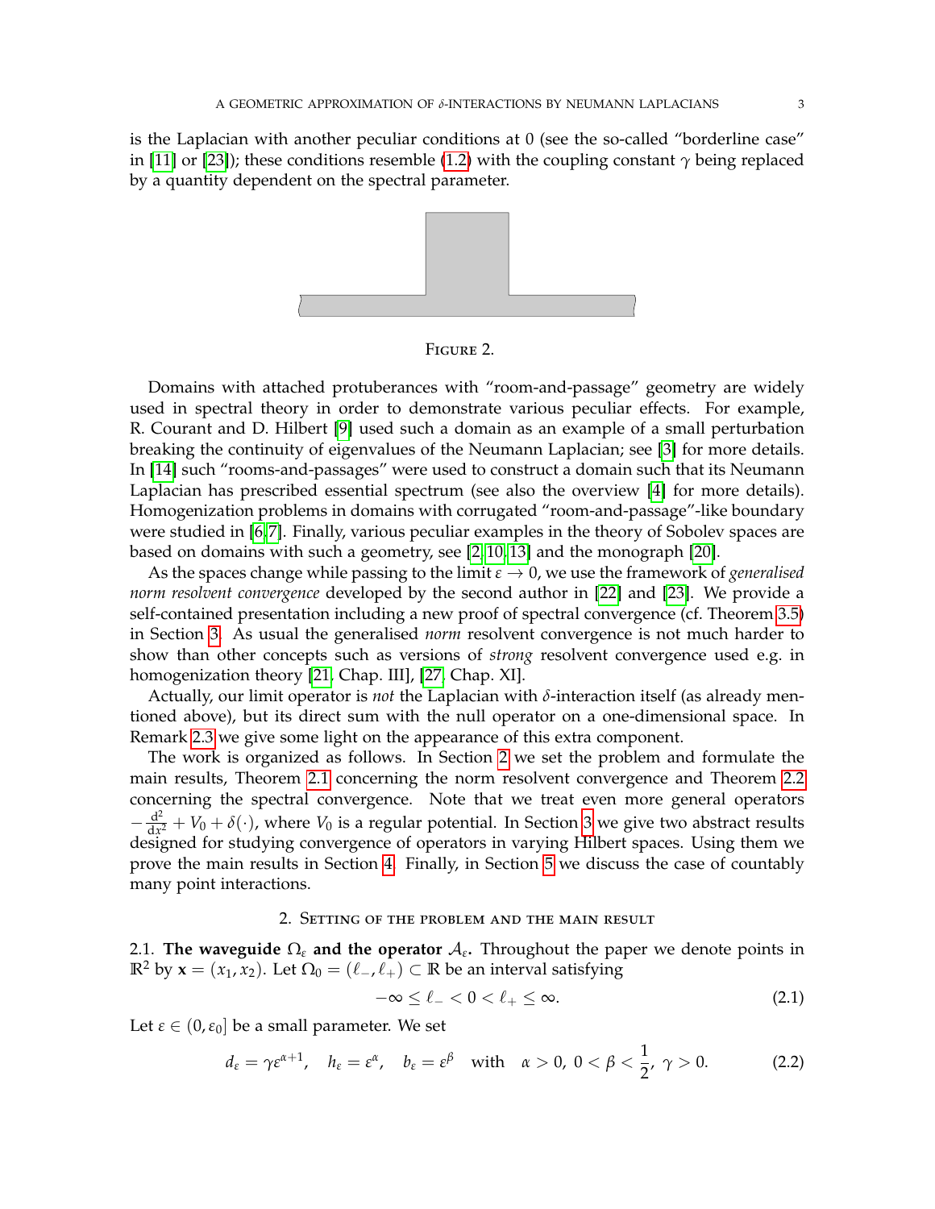is the Laplacian with another peculiar conditions at 0 (see the so-called "borderline case" in [11] or [23]); these conditions resemble (1.2) with the coupling constant $\gamma$ being replaced by a quantity dependent on the spectral parameter.

Figure 2.

Domains with attached protuberances with "room-and-passage" geometry are widely used in spectral theory in order to demonstrate various peculiar effects. For example, R. Courant and D. Hilbert [9] used such a domain as an example of a small perturbation breaking the continuity of eigenvalues of the Neumann Laplacian; see [3] for more details. In [14] such "rooms-and-passages" were used to construct a domain such that its Neumann Laplacian has prescribed essential spectrum (see also the overview [4] for more details). Homogenization problems in domains with corrugated "room-and-passage"-like boundary were studied in [6,7]. Finally, various peculiar examples in the theory of Sobolev spaces are based on domains with such a geometry, see [2,10,13] and the monograph [20].

As the spaces change while passing to the limit $\varepsilon \to 0$, we use the framework of *generalised norm resolvent convergence* developed by the second author in [22] and [23]. We provide a self-contained presentation including a new proof of spectral convergence (cf. Theorem 3.5) in Section 3. As usual the generalised *norm* resolvent convergence is not much harder to show than other concepts such as versions of *strong* resolvent convergence used e.g. in homogenization theory [21, Chap. III], [27, Chap. XI].

Actually, our limit operator is *not* the Laplacian with $\delta$-interaction itself (as already mentioned above), but its direct sum with the null operator on a one-dimensional space. In Remark 2.3 we give some light on the appearance of this extra component.

The work is organized as follows. In Section 2 we set the problem and formulate the main results, Theorem 2.1 concerning the norm resolvent convergence and Theorem 2.2 concerning the spectral convergence. Note that we treat even more general operators $-\frac{\mathrm{d}^2}{\mathrm{d}x^2} + V_0 + \delta(\cdot)$, where $V_0$ is a regular potential. In Section 3 we give two abstract results designed for studying convergence of operators in varying Hilbert spaces. Using them we prove the main results in Section 4. Finally, in Section 5 we discuss the case of countably many point interactions.

## 2. Setting of the problem and the main result

2.1. **The waveguide $\Omega_\varepsilon$ and the operator $\mathcal{A}_\varepsilon$.** Throughout the paper we denote points in $\mathbb{R}^2$ by $\mathbf{x} = (x_1, x_2)$. Let $\Omega_0 = (\ell_-, \ell_+) \subset \mathbb{R}$ be an interval satisfying

$$-\infty \le \ell_- < 0 < \ell_+ \le \infty. \tag{2.1}$$

Let $\varepsilon \in (0, \varepsilon_0]$ be a small parameter. We set

$$d_\varepsilon = \gamma\varepsilon^{\alpha+1}, \quad h_\varepsilon = \varepsilon^\alpha, \quad b_\varepsilon = \varepsilon^\beta \quad \text{with} \quad \alpha > 0,\ 0 < \beta < \frac{1}{2},\ \gamma > 0. \tag{2.2}$$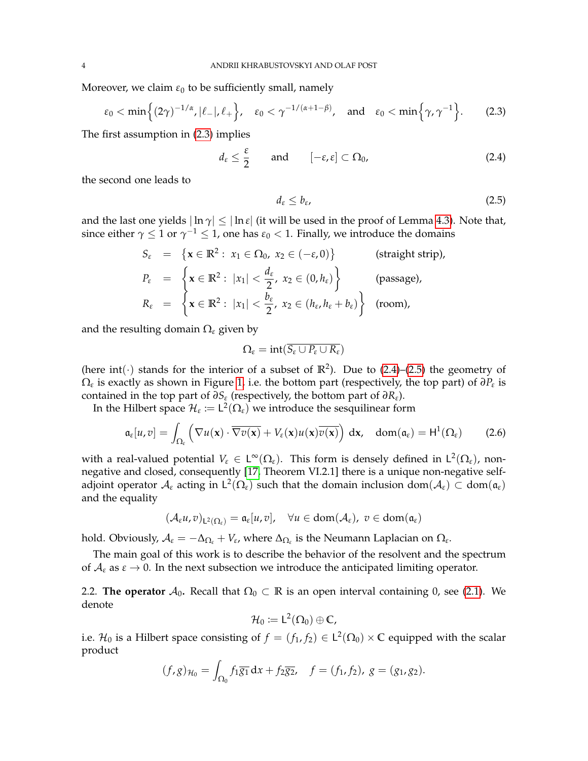Moreover, we claim $\varepsilon_0$ to be sufficiently small, namely

$$\varepsilon_0 < \min\Big\{(2\gamma)^{-1/\alpha}, |\ell_-|, \ell_+\Big\}, \quad \varepsilon_0 < \gamma^{-1/(\alpha+1-\beta)}, \quad \text{and} \quad \varepsilon_0 < \min\Big\{\gamma, \gamma^{-1}\Big\}. \tag{2.3}$$

The first assumption in (2.3) implies

$$d_\varepsilon \leq \frac{\varepsilon}{2} \qquad \text{and} \qquad [-\varepsilon, \varepsilon] \subset \Omega_0, \tag{2.4}$$

the second one leads to

$$d_\varepsilon \leq b_\varepsilon, \tag{2.5}$$

and the last one yields $|\ln\gamma| \leq |\ln\varepsilon|$ (it will be used in the proof of Lemma 4.3). Note that, since either $\gamma \leq 1$ or $\gamma^{-1} \leq 1$, one has $\varepsilon_0 < 1$. Finally, we introduce the domains

$$\begin{aligned}
S_\varepsilon &= \big\{\mathbf{x} \in \mathbb{R}^2 : \ x_1 \in \Omega_0, \ x_2 \in (-\varepsilon, 0)\big\} && \text{(straight strip)},\\
P_\varepsilon &= \left\{\mathbf{x} \in \mathbb{R}^2 : \ |x_1| < \frac{d_\varepsilon}{2}, \ x_2 \in (0, h_\varepsilon)\right\} && \text{(passage)},\\
R_\varepsilon &= \left\{\mathbf{x} \in \mathbb{R}^2 : \ |x_1| < \frac{b_\varepsilon}{2}, \ x_2 \in (h_\varepsilon, h_\varepsilon + b_\varepsilon)\right\} && \text{(room)},
\end{aligned}$$

and the resulting domain $\Omega_\varepsilon$ given by

$$\Omega_\varepsilon = \operatorname{int}(\overline{S_\varepsilon \cup P_\varepsilon \cup R_\varepsilon})$$

(here $\operatorname{int}(\cdot)$ stands for the interior of a subset of $\mathbb{R}^2$). Due to (2.4)–(2.5) the geometry of $\Omega_\varepsilon$ is exactly as shown in Figure 1, i.e. the bottom part (respectively, the top part) of $\partial P_\varepsilon$ is contained in the top part of $\partial S_\varepsilon$ (respectively, the bottom part of $\partial R_\varepsilon$).

In the Hilbert space $\mathcal{H}_\varepsilon := \mathsf{L}^2(\Omega_\varepsilon)$ we introduce the sesquilinear form

$$\mathfrak{a}_\varepsilon[u, v] = \int_{\Omega_\varepsilon} \Big(\nabla u(\mathbf{x}) \cdot \overline{\nabla v(\mathbf{x})} + V_\varepsilon(\mathbf{x}) u(\mathbf{x}) \overline{v(\mathbf{x})}\Big)\, \mathrm{d}\mathbf{x}, \quad \operatorname{dom}(\mathfrak{a}_\varepsilon) = \mathsf{H}^1(\Omega_\varepsilon) \tag{2.6}$$

with a real-valued potential $V_\varepsilon \in \mathsf{L}^\infty(\Omega_\varepsilon)$. This form is densely defined in $\mathsf{L}^2(\Omega_\varepsilon)$, non-negative and closed, consequently [17, Theorem VI.2.1] there is a unique non-negative self-adjoint operator $\mathcal{A}_\varepsilon$ acting in $\mathsf{L}^2(\Omega_\varepsilon)$ such that the domain inclusion $\operatorname{dom}(\mathcal{A}_\varepsilon) \subset \operatorname{dom}(\mathfrak{a}_\varepsilon)$ and the equality

$$(\mathcal{A}_\varepsilon u, v)_{\mathsf{L}^2(\Omega_\varepsilon)} = \mathfrak{a}_\varepsilon[u, v], \quad \forall u \in \operatorname{dom}(\mathcal{A}_\varepsilon), \ v \in \operatorname{dom}(\mathfrak{a}_\varepsilon)$$

hold. Obviously, $\mathcal{A}_\varepsilon = -\Delta_{\Omega_\varepsilon} + V_\varepsilon$, where $\Delta_{\Omega_\varepsilon}$ is the Neumann Laplacian on $\Omega_\varepsilon$.

The main goal of this work is to describe the behavior of the resolvent and the spectrum of $\mathcal{A}_\varepsilon$ as $\varepsilon \to 0$. In the next subsection we introduce the anticipated limiting operator.

2.2. **The operator $\mathcal{A}_0$.** Recall that $\Omega_0 \subset \mathbb{R}$ is an open interval containing 0, see (2.1). We denote

$$\mathcal{H}_0 := \mathsf{L}^2(\Omega_0) \oplus \mathbb{C},$$

i.e. $\mathcal{H}_0$ is a Hilbert space consisting of $f = (f_1, f_2) \in \mathsf{L}^2(\Omega_0) \times \mathbb{C}$ equipped with the scalar product

$$(f, g)_{\mathcal{H}_0} = \int_{\Omega_0} f_1 \overline{g_1}\, \mathrm{d}x + f_2 \overline{g_2}, \quad f = (f_1, f_2), \ g = (g_1, g_2).$$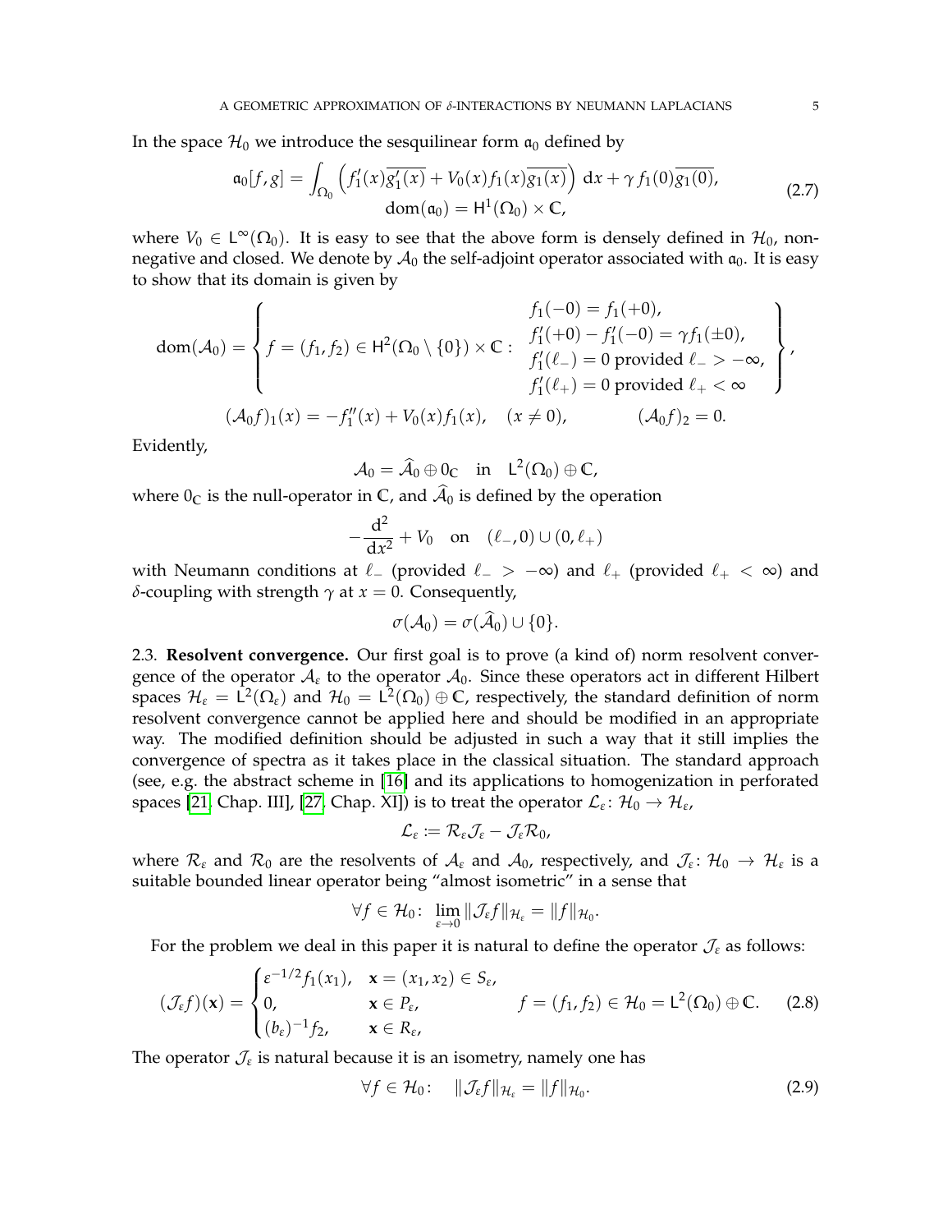In the space $\mathcal{H}_0$ we introduce the sesquilinear form $\mathfrak{a}_0$ defined by

$$\mathfrak{a}_0[f,g] = \int_{\Omega_0} \left( f_1'(x)\overline{g_1'(x)} + V_0(x) f_1(x)\overline{g_1(x)} \right) \mathrm{d}x + \gamma\, f_1(0)\overline{g_1(0)}, \qquad \mathrm{dom}(\mathfrak{a}_0) = \mathsf{H}^1(\Omega_0) \times \mathbb{C}, \tag{2.7}$$

where $V_0 \in \mathsf{L}^\infty(\Omega_0)$. It is easy to see that the above form is densely defined in $\mathcal{H}_0$, nonnegative and closed. We denote by $\mathcal{A}_0$ the self-adjoint operator associated with $\mathfrak{a}_0$. It is easy to show that its domain is given by

$$\mathrm{dom}(\mathcal{A}_0) = \left\{ f = (f_1, f_2) \in \mathsf{H}^2(\Omega_0 \setminus \{0\}) \times \mathbb{C} : \begin{array}{l} f_1(-0) = f_1(+0), \\ f_1'(+0) - f_1'(-0) = \gamma f_1(\pm 0), \\ f_1'(\ell_-) = 0 \text{ provided } \ell_- > -\infty, \\ f_1'(\ell_+) = 0 \text{ provided } \ell_+ < \infty \end{array} \right\},$$

$$(\mathcal{A}_0 f)_1(x) = -f_1''(x) + V_0(x) f_1(x), \quad (x \neq 0), \qquad (\mathcal{A}_0 f)_2 = 0.$$

Evidently,

$$\mathcal{A}_0 = \widehat{\mathcal{A}}_0 \oplus 0_{\mathbb{C}} \quad \text{in} \quad \mathsf{L}^2(\Omega_0) \oplus \mathbb{C},$$

where $0_{\mathbb{C}}$ is the null-operator in $\mathbb{C}$, and $\widehat{\mathcal{A}}_0$ is defined by the operation

$$-\frac{\mathrm{d}^2}{\mathrm{d}x^2} + V_0 \quad \text{on} \quad (\ell_-, 0) \cup (0, \ell_+)$$

with Neumann conditions at $\ell_-$ (provided $\ell_- > -\infty$) and $\ell_+$ (provided $\ell_+ < \infty$) and $\delta$-coupling with strength $\gamma$ at $x = 0$. Consequently,

$$\sigma(\mathcal{A}_0) = \sigma(\widehat{\mathcal{A}}_0) \cup \{0\}.$$

2.3. **Resolvent convergence.** Our first goal is to prove (a kind of) norm resolvent convergence of the operator $\mathcal{A}_\varepsilon$ to the operator $\mathcal{A}_0$. Since these operators act in different Hilbert spaces $\mathcal{H}_\varepsilon = \mathsf{L}^2(\Omega_\varepsilon)$ and $\mathcal{H}_0 = \mathsf{L}^2(\Omega_0) \oplus \mathbb{C}$, respectively, the standard definition of norm resolvent convergence cannot be applied here and should be modified in an appropriate way. The modified definition should be adjusted in such a way that it still implies the convergence of spectra as it takes place in the classical situation. The standard approach (see, e.g. the abstract scheme in [16] and its applications to homogenization in perforated spaces [21, Chap. III], [27, Chap. XI]) is to treat the operator $\mathcal{L}_\varepsilon \colon \mathcal{H}_0 \to \mathcal{H}_\varepsilon$,

$$\mathcal{L}_\varepsilon := \mathcal{R}_\varepsilon \mathcal{J}_\varepsilon - \mathcal{J}_\varepsilon \mathcal{R}_0,$$

where $\mathcal{R}_\varepsilon$ and $\mathcal{R}_0$ are the resolvents of $\mathcal{A}_\varepsilon$ and $\mathcal{A}_0$, respectively, and $\mathcal{J}_\varepsilon \colon \mathcal{H}_0 \to \mathcal{H}_\varepsilon$ is a suitable bounded linear operator being "almost isometric" in a sense that

$$\forall f \in \mathcal{H}_0 \colon \lim_{\varepsilon \to 0} \|\mathcal{J}_\varepsilon f\|_{\mathcal{H}_\varepsilon} = \|f\|_{\mathcal{H}_0}.$$

For the problem we deal in this paper it is natural to define the operator $\mathcal{J}_\varepsilon$ as follows:

$$(\mathcal{J}_\varepsilon f)(\mathbf{x}) = \begin{cases} \varepsilon^{-1/2} f_1(x_1), & \mathbf{x} = (x_1, x_2) \in S_\varepsilon, \\ 0, & \mathbf{x} \in P_\varepsilon, \\ (b_\varepsilon)^{-1} f_2, & \mathbf{x} \in R_\varepsilon, \end{cases} \qquad f = (f_1, f_2) \in \mathcal{H}_0 = \mathsf{L}^2(\Omega_0) \oplus \mathbb{C}. \tag{2.8}$$

The operator $\mathcal{J}_\varepsilon$ is natural because it is an isometry, namely one has

$$\forall f \in \mathcal{H}_0 \colon \quad \|\mathcal{J}_\varepsilon f\|_{\mathcal{H}_\varepsilon} = \|f\|_{\mathcal{H}_0}. \tag{2.9}$$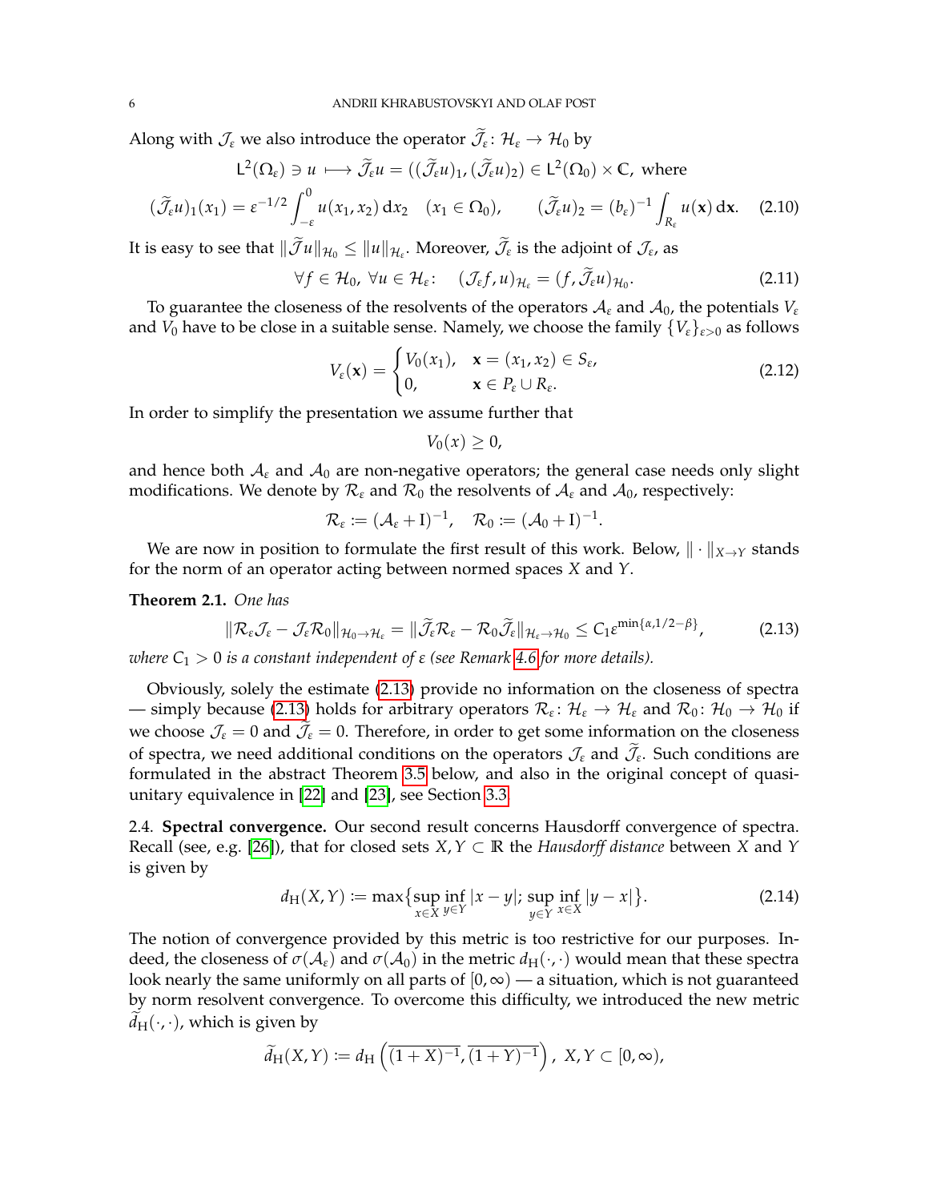Along with $\mathcal{J}_\varepsilon$ we also introduce the operator $\widetilde{\mathcal{J}}_\varepsilon \colon \mathcal{H}_\varepsilon \to \mathcal{H}_0$ by

$$\mathsf{L}^2(\Omega_\varepsilon) \ni u \longmapsto \widetilde{\mathcal{J}}_\varepsilon u = ((\widetilde{\mathcal{J}}_\varepsilon u)_1, (\widetilde{\mathcal{J}}_\varepsilon u)_2) \in \mathsf{L}^2(\Omega_0) \times \mathbb{C}, \text{ where}$$

$$(\widetilde{\mathcal{J}}_\varepsilon u)_1(x_1) = \varepsilon^{-1/2} \int_{-\varepsilon}^{0} u(x_1, x_2)\,\mathrm{d}x_2 \quad (x_1 \in \Omega_0), \qquad (\widetilde{\mathcal{J}}_\varepsilon u)_2 = (b_\varepsilon)^{-1} \int_{R_\varepsilon} u(\mathbf{x})\,\mathrm{d}\mathbf{x}. \tag{2.10}$$

It is easy to see that $\|\widetilde{\mathcal{J}} u\|_{\mathcal{H}_0} \le \|u\|_{\mathcal{H}_\varepsilon}$. Moreover, $\widetilde{\mathcal{J}}_\varepsilon$ is the adjoint of $\mathcal{J}_\varepsilon$, as

$$\forall f \in \mathcal{H}_0,\ \forall u \in \mathcal{H}_\varepsilon \colon \quad (\mathcal{J}_\varepsilon f, u)_{\mathcal{H}_\varepsilon} = (f, \widetilde{\mathcal{J}}_\varepsilon u)_{\mathcal{H}_0}. \tag{2.11}$$

To guarantee the closeness of the resolvents of the operators $\mathcal{A}_\varepsilon$ and $\mathcal{A}_0$, the potentials $V_\varepsilon$ and $V_0$ have to be close in a suitable sense. Namely, we choose the family $\{V_\varepsilon\}_{\varepsilon>0}$ as follows

$$V_\varepsilon(\mathbf{x}) = \begin{cases} V_0(x_1), & \mathbf{x} = (x_1, x_2) \in S_\varepsilon, \\ 0, & \mathbf{x} \in P_\varepsilon \cup R_\varepsilon. \end{cases} \tag{2.12}$$

In order to simplify the presentation we assume further that

$$V_0(x) \ge 0,$$

and hence both $\mathcal{A}_\varepsilon$ and $\mathcal{A}_0$ are non-negative operators; the general case needs only slight modifications. We denote by $\mathcal{R}_\varepsilon$ and $\mathcal{R}_0$ the resolvents of $\mathcal{A}_\varepsilon$ and $\mathcal{A}_0$, respectively:

$$\mathcal{R}_\varepsilon := (\mathcal{A}_\varepsilon + \mathrm{I})^{-1}, \quad \mathcal{R}_0 := (\mathcal{A}_0 + \mathrm{I})^{-1}.$$

We are now in position to formulate the first result of this work. Below, $\|\cdot\|_{X\to Y}$ stands for the norm of an operator acting between normed spaces $X$ and $Y$.

**Theorem 2.1.** *One has*

$$\|\mathcal{R}_\varepsilon \mathcal{J}_\varepsilon - \mathcal{J}_\varepsilon \mathcal{R}_0\|_{\mathcal{H}_0 \to \mathcal{H}_\varepsilon} = \|\widetilde{\mathcal{J}}_\varepsilon \mathcal{R}_\varepsilon - \mathcal{R}_0 \widetilde{\mathcal{J}}_\varepsilon\|_{\mathcal{H}_\varepsilon \to \mathcal{H}_0} \le C_1 \varepsilon^{\min\{\alpha, 1/2-\beta\}}, \tag{2.13}$$

*where $C_1 > 0$ is a constant independent of $\varepsilon$ (see Remark 4.6 for more details).*

Obviously, solely the estimate (2.13) provide no information on the closeness of spectra — simply because (2.13) holds for arbitrary operators $\mathcal{R}_\varepsilon \colon \mathcal{H}_\varepsilon \to \mathcal{H}_\varepsilon$ and $\mathcal{R}_0 \colon \mathcal{H}_0 \to \mathcal{H}_0$ if we choose $\mathcal{J}_\varepsilon = 0$ and $\widetilde{\mathcal{J}}_\varepsilon = 0$. Therefore, in order to get some information on the closeness of spectra, we need additional conditions on the operators $\mathcal{J}_\varepsilon$ and $\widetilde{\mathcal{J}}_\varepsilon$. Such conditions are formulated in the abstract Theorem 3.5 below, and also in the original concept of quasi-unitary equivalence in [22] and [23], see Section 3.3.

2.4. **Spectral convergence.** Our second result concerns Hausdorff convergence of spectra. Recall (see, e.g. [26]), that for closed sets $X, Y \subset \mathbb{R}$ the *Hausdorff distance* between $X$ and $Y$ is given by

$$d_{\mathrm{H}}(X, Y) := \max\bigl\{\sup_{x\in X} \inf_{y\in Y} |x-y|;\ \sup_{y\in Y} \inf_{x\in X} |y-x|\bigr\}. \tag{2.14}$$

The notion of convergence provided by this metric is too restrictive for our purposes. Indeed, the closeness of $\sigma(\mathcal{A}_\varepsilon)$ and $\sigma(\mathcal{A}_0)$ in the metric $d_{\mathrm{H}}(\cdot,\cdot)$ would mean that these spectra look nearly the same uniformly on all parts of $[0,\infty)$ — a situation, which is not guaranteed by norm resolvent convergence. To overcome this difficulty, we introduced the new metric $\widetilde{d}_{\mathrm{H}}(\cdot,\cdot)$, which is given by

$$\widetilde{d}_{\mathrm{H}}(X, Y) := d_{\mathrm{H}}\left(\overline{(1+X)^{-1}}, \overline{(1+Y)^{-1}}\right),\ X, Y \subset [0,\infty),$$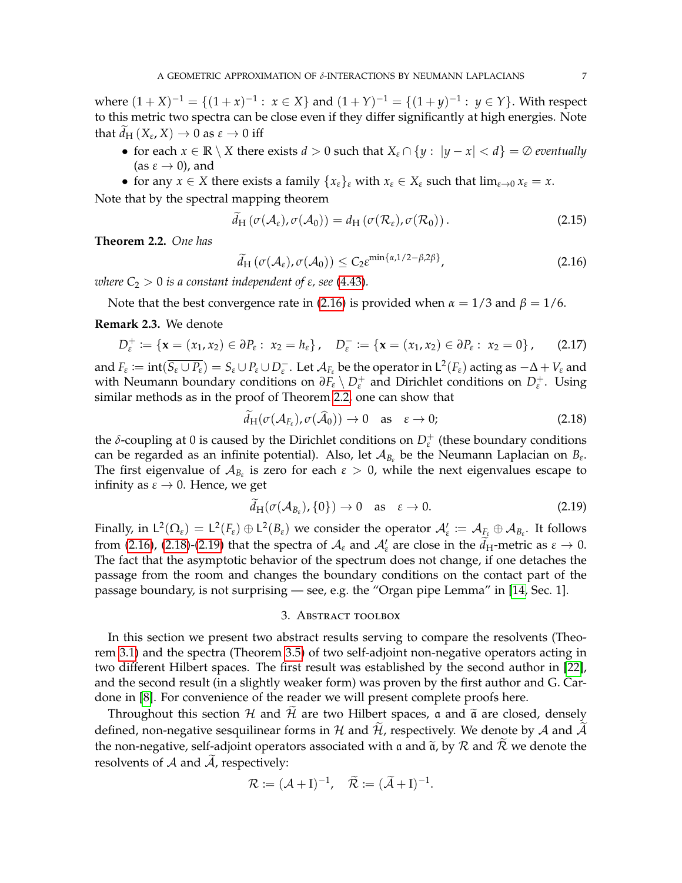where $(1+X)^{-1} = \{(1+x)^{-1}:\ x \in X\}$ and $(1+Y)^{-1} = \{(1+y)^{-1}:\ y \in Y\}$. With respect to this metric two spectra can be close even if they differ significantly at high energies. Note that $\widetilde{d}_{\mathrm{H}}(X_\varepsilon, X) \to 0$ as $\varepsilon \to 0$ iff

- for each $x \in \mathbb{R} \setminus X$ there exists $d > 0$ such that $X_\varepsilon \cap \{y:\ |y - x| < d\} = \emptyset$ *eventually* (as $\varepsilon \to 0$), and
- for any $x \in X$ there exists a family $\{x_\varepsilon\}_\varepsilon$ with $x_\varepsilon \in X_\varepsilon$ such that $\lim_{\varepsilon\to 0} x_\varepsilon = x$.

Note that by the spectral mapping theorem

$$\widetilde{d}_{\mathrm{H}}\left(\sigma(\mathcal{A}_\varepsilon), \sigma(\mathcal{A}_0)\right) = d_{\mathrm{H}}\left(\sigma(\mathcal{R}_\varepsilon), \sigma(\mathcal{R}_0)\right). \tag{2.15}$$

**Theorem 2.2.** *One has*

$$\widetilde{d}_{\mathrm{H}}\left(\sigma(\mathcal{A}_\varepsilon), \sigma(\mathcal{A}_0)\right) \le C_2 \varepsilon^{\min\{\alpha, 1/2-\beta, 2\beta\}}, \tag{2.16}$$

*where $C_2 > 0$ is a constant independent of $\varepsilon$, see (4.43).*

Note that the best convergence rate in (2.16) is provided when $\alpha = 1/3$ and $\beta = 1/6$.

**Remark 2.3.** We denote

$$D_\varepsilon^+ := \{\mathbf{x} = (x_1, x_2) \in \partial P_\varepsilon :\ x_2 = h_\varepsilon\}, \quad D_\varepsilon^- := \{\mathbf{x} = (x_1, x_2) \in \partial P_\varepsilon :\ x_2 = 0\}, \tag{2.17}$$

and $F_\varepsilon := \mathrm{int}(\overline{S_\varepsilon \cup P_\varepsilon}) = S_\varepsilon \cup P_\varepsilon \cup D_\varepsilon^-$. Let $\mathcal{A}_{F_\varepsilon}$ be the operator in $\mathsf{L}^2(F_\varepsilon)$ acting as $-\Delta + V_\varepsilon$ and with Neumann boundary conditions on $\partial F_\varepsilon \setminus D_\varepsilon^+$ and Dirichlet conditions on $D_\varepsilon^+$. Using similar methods as in the proof of Theorem 2.2, one can show that

$$\widetilde{d}_{\mathrm{H}}(\sigma(\mathcal{A}_{F_\varepsilon}), \sigma(\widehat{\mathcal{A}}_0)) \to 0 \quad \text{as} \quad \varepsilon \to 0; \tag{2.18}$$

the $\delta$-coupling at 0 is caused by the Dirichlet conditions on $D_\varepsilon^+$ (these boundary conditions can be regarded as an infinite potential). Also, let $\mathcal{A}_{B_\varepsilon}$ be the Neumann Laplacian on $B_\varepsilon$. The first eigenvalue of $\mathcal{A}_{B_\varepsilon}$ is zero for each $\varepsilon > 0$, while the next eigenvalues escape to infinity as $\varepsilon \to 0$. Hence, we get

$$\widetilde{d}_{\mathrm{H}}(\sigma(\mathcal{A}_{B_\varepsilon}), \{0\}) \to 0 \quad \text{as} \quad \varepsilon \to 0. \tag{2.19}$$

Finally, in $\mathsf{L}^2(\Omega_\varepsilon) = \mathsf{L}^2(F_\varepsilon) \oplus \mathsf{L}^2(B_\varepsilon)$ we consider the operator $\mathcal{A}'_\varepsilon := \mathcal{A}_{F_\varepsilon} \oplus \mathcal{A}_{B_\varepsilon}$. It follows from (2.16), (2.18)-(2.19) that the spectra of $\mathcal{A}_\varepsilon$ and $\mathcal{A}'_\varepsilon$ are close in the $\widetilde{d}_{\mathrm{H}}$-metric as $\varepsilon \to 0$. The fact that the asymptotic behavior of the spectrum does not change, if one detaches the passage from the room and changes the boundary conditions on the contact part of the passage boundary, is not surprising — see, e.g. the "Organ pipe Lemma" in [14, Sec. 1].

## 3. Abstract toolbox

In this section we present two abstract results serving to compare the resolvents (Theorem 3.1) and the spectra (Theorem 3.5) of two self-adjoint non-negative operators acting in two different Hilbert spaces. The first result was established by the second author in [22], and the second result (in a slightly weaker form) was proven by the first author and G. Cardone in [8]. For convenience of the reader we will present complete proofs here.

Throughout this section $\mathcal{H}$ and $\widetilde{\mathcal{H}}$ are two Hilbert spaces, $\mathfrak{a}$ and $\widetilde{\mathfrak{a}}$ are closed, densely defined, non-negative sesquilinear forms in $\mathcal{H}$ and $\widetilde{\mathcal{H}}$, respectively. We denote by $\mathcal{A}$ and $\widetilde{\mathcal{A}}$ the non-negative, self-adjoint operators associated with $\mathfrak{a}$ and $\widetilde{\mathfrak{a}}$, by $\mathcal{R}$ and $\widetilde{\mathcal{R}}$ we denote the resolvents of $\mathcal{A}$ and $\widetilde{\mathcal{A}}$, respectively:

$$\mathcal{R} := (\mathcal{A} + \mathrm{I})^{-1}, \quad \widetilde{\mathcal{R}} := (\widetilde{\mathcal{A}} + \mathrm{I})^{-1}.$$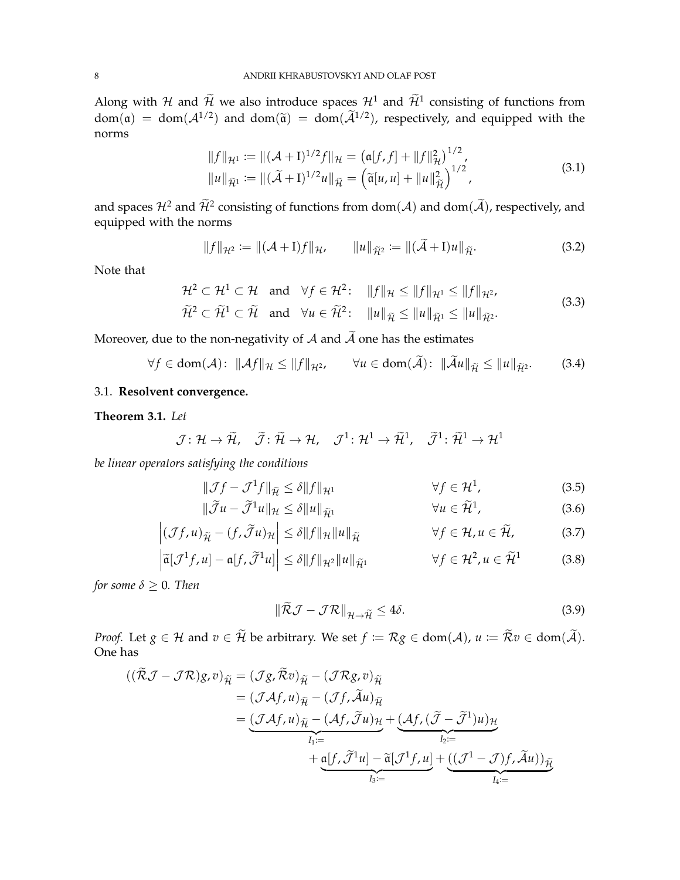Along with $\mathcal{H}$ and $\widetilde{\mathcal{H}}$ we also introduce spaces $\mathcal{H}^1$ and $\widetilde{\mathcal{H}}^1$ consisting of functions from $\mathrm{dom}(\mathfrak{a}) = \mathrm{dom}(\mathcal{A}^{1/2})$ and $\mathrm{dom}(\widetilde{\mathfrak{a}}) = \mathrm{dom}(\widetilde{\mathcal{A}}^{1/2})$, respectively, and equipped with the norms

$$\begin{aligned} \|f\|_{\mathcal{H}^1} &:= \|(\mathcal{A}+\mathrm{I})^{1/2} f\|_{\mathcal{H}} = \big(\mathfrak{a}[f,f] + \|f\|^2_{\mathcal{H}}\big)^{1/2}, \\ \|u\|_{\widetilde{\mathcal{H}}^1} &:= \|(\widetilde{\mathcal{A}}+\mathrm{I})^{1/2} u\|_{\widetilde{\mathcal{H}}} = \Big(\widetilde{\mathfrak{a}}[u,u] + \|u\|^2_{\widetilde{\mathcal{H}}}\Big)^{1/2}, \end{aligned} \tag{3.1}$$

and spaces $\mathcal{H}^2$ and $\widetilde{\mathcal{H}}^2$ consisting of functions from $\mathrm{dom}(\mathcal{A})$ and $\mathrm{dom}(\widetilde{\mathcal{A}})$, respectively, and equipped with the norms

$$\|f\|_{\mathcal{H}^2} := \|(\mathcal{A}+\mathrm{I})f\|_{\mathcal{H}}, \qquad \|u\|_{\widetilde{\mathcal{H}}^2} := \|(\widetilde{\mathcal{A}}+\mathrm{I})u\|_{\widetilde{\mathcal{H}}}. \tag{3.2}$$

Note that

$$\begin{aligned} &\mathcal{H}^2 \subset \mathcal{H}^1 \subset \mathcal{H} \quad \text{and} \quad \forall f \in \mathcal{H}^2\colon \quad \|f\|_{\mathcal{H}} \le \|f\|_{\mathcal{H}^1} \le \|f\|_{\mathcal{H}^2}, \\ &\widetilde{\mathcal{H}}^2 \subset \widetilde{\mathcal{H}}^1 \subset \widetilde{\mathcal{H}} \quad \text{and} \quad \forall u \in \widetilde{\mathcal{H}}^2\colon \quad \|u\|_{\widetilde{\mathcal{H}}} \le \|u\|_{\widetilde{\mathcal{H}}^1} \le \|u\|_{\widetilde{\mathcal{H}}^2}. \end{aligned} \tag{3.3}$$

Moreover, due to the non-negativity of $\mathcal{A}$ and $\widetilde{\mathcal{A}}$ one has the estimates

$$\forall f \in \mathrm{dom}(\mathcal{A})\colon\ \|\mathcal{A}f\|_{\mathcal{H}} \le \|f\|_{\mathcal{H}^2}, \qquad \forall u \in \mathrm{dom}(\widetilde{\mathcal{A}})\colon\ \|\widetilde{\mathcal{A}}u\|_{\widetilde{\mathcal{H}}} \le \|u\|_{\widetilde{\mathcal{H}}^2}. \tag{3.4}$$

### 3.1. Resolvent convergence.

**Theorem 3.1.** *Let*

$$\mathcal{J}\colon \mathcal{H} \to \widetilde{\mathcal{H}}, \quad \widetilde{\mathcal{J}}\colon \widetilde{\mathcal{H}} \to \mathcal{H}, \quad \mathcal{J}^1\colon \mathcal{H}^1 \to \widetilde{\mathcal{H}}^1, \quad \widetilde{\mathcal{J}}^1\colon \widetilde{\mathcal{H}}^1 \to \mathcal{H}^1$$

*be linear operators satisfying the conditions*

$$\|\mathcal{J}f - \mathcal{J}^1 f\|_{\widetilde{\mathcal{H}}} \le \delta \|f\|_{\mathcal{H}^1} \qquad \forall f \in \mathcal{H}^1, \tag{3.5}$$

$$\|\widetilde{\mathcal{J}}u - \widetilde{\mathcal{J}}^1 u\|_{\mathcal{H}} \le \delta \|u\|_{\widetilde{\mathcal{H}}^1} \qquad \forall u \in \widetilde{\mathcal{H}}^1, \tag{3.6}$$

$$\Big|(\mathcal{J}f, u)_{\widetilde{\mathcal{H}}} - (f, \widetilde{\mathcal{J}}u)_{\mathcal{H}}\Big| \le \delta \|f\|_{\mathcal{H}} \|u\|_{\widetilde{\mathcal{H}}} \qquad \forall f \in \mathcal{H}, u \in \widetilde{\mathcal{H}}, \tag{3.7}$$

$$\Big|\widetilde{\mathfrak{a}}[\mathcal{J}^1 f, u] - \mathfrak{a}[f, \widetilde{\mathcal{J}}^1 u]\Big| \le \delta \|f\|_{\mathcal{H}^2} \|u\|_{\widetilde{\mathcal{H}}^1} \qquad \forall f \in \mathcal{H}^2, u \in \widetilde{\mathcal{H}}^1 \tag{3.8}$$

*for some $\delta \ge 0$. Then*

$$\|\widetilde{\mathcal{R}}\mathcal{J} - \mathcal{J}\mathcal{R}\|_{\mathcal{H} \to \widetilde{\mathcal{H}}} \le 4\delta. \tag{3.9}$$

*Proof.* Let $g \in \mathcal{H}$ and $v \in \widetilde{\mathcal{H}}$ be arbitrary. We set $f := \mathcal{R}g \in \mathrm{dom}(\mathcal{A})$, $u := \widetilde{\mathcal{R}}v \in \mathrm{dom}(\widetilde{\mathcal{A}})$. One has

$$\begin{aligned} ((\widetilde{\mathcal{R}}\mathcal{J} - \mathcal{J}\mathcal{R})g, v)_{\widetilde{\mathcal{H}}} &= (\mathcal{J}g, \widetilde{\mathcal{R}}v)_{\widetilde{\mathcal{H}}} - (\mathcal{J}\mathcal{R}g, v)_{\widetilde{\mathcal{H}}} \\ &= (\mathcal{J}\mathcal{A}f, u)_{\widetilde{\mathcal{H}}} - (\mathcal{J}f, \widetilde{\mathcal{A}}u)_{\widetilde{\mathcal{H}}} \\ &= \underbrace{(\mathcal{J}\mathcal{A}f, u)_{\widetilde{\mathcal{H}}} - (\mathcal{A}f, \widetilde{\mathcal{J}}u)_{\mathcal{H}}}_{I_1 :=} + \underbrace{(\mathcal{A}f, (\widetilde{\mathcal{J}} - \widetilde{\mathcal{J}}^1)u)_{\mathcal{H}}}_{I_2 :=} \\ &\qquad + \underbrace{\mathfrak{a}[f, \widetilde{\mathcal{J}}^1 u] - \widetilde{\mathfrak{a}}[\mathcal{J}^1 f, u]}_{I_3 :=} + \underbrace{((\mathcal{J}^1 - \mathcal{J})f, \widetilde{\mathcal{A}}u))_{\widetilde{\mathcal{H}}}}_{I_4 :=} \end{aligned}$$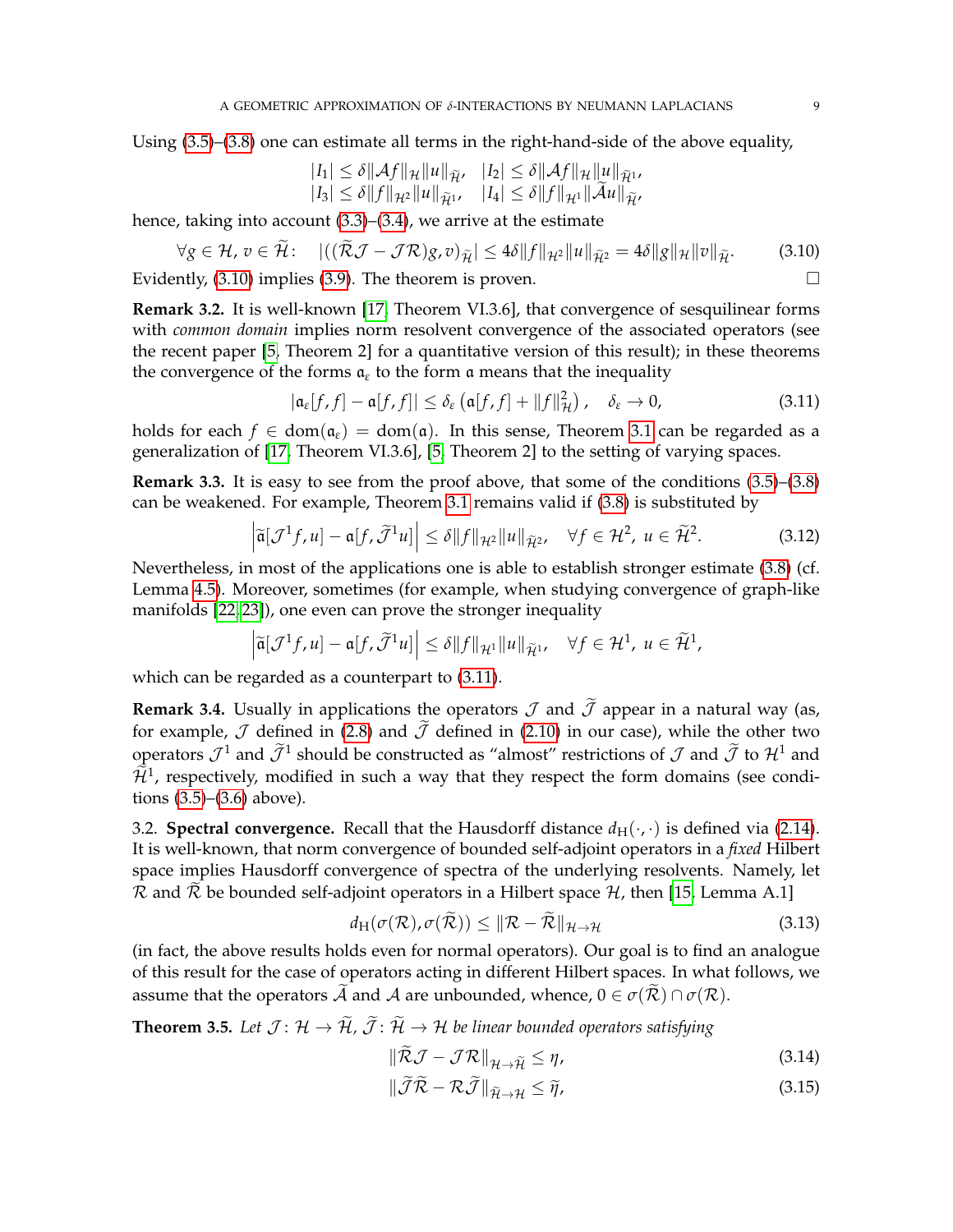Using (3.5)–(3.8) one can estimate all terms in the right-hand-side of the above equality,

$$|I_1| \le \delta \|\mathcal{A} f\|_{\mathcal{H}} \|u\|_{\widetilde{\mathcal{H}}}, \quad |I_2| \le \delta \|\mathcal{A} f\|_{\mathcal{H}} \|u\|_{\widetilde{\mathcal{H}}^1},$$
$$|I_3| \le \delta \|f\|_{\mathcal{H}^2} \|u\|_{\widetilde{\mathcal{H}}^1}, \quad |I_4| \le \delta \|f\|_{\mathcal{H}^1} \|\widetilde{\mathcal{A}} u\|_{\widetilde{\mathcal{H}}},$$

hence, taking into account (3.3)–(3.4), we arrive at the estimate

$$\forall g \in \mathcal{H},\, v \in \widetilde{\mathcal{H}}: \quad |((\widetilde{\mathcal{R}}\mathcal{J} - \mathcal{J}\mathcal{R})g, v)_{\widetilde{\mathcal{H}}}| \le 4\delta \|f\|_{\mathcal{H}^2} \|u\|_{\widetilde{\mathcal{H}}^2} = 4\delta \|g\|_{\mathcal{H}} \|v\|_{\widetilde{\mathcal{H}}}. \tag{3.10}$$

Evidently, (3.10) implies (3.9). The theorem is proven. ☐

**Remark 3.2.** It is well-known [17, Theorem VI.3.6], that convergence of sesquilinear forms with *common domain* implies norm resolvent convergence of the associated operators (see the recent paper [5, Theorem 2] for a quantitative version of this result); in these theorems the convergence of the forms $\mathfrak{a}_\varepsilon$ to the form $\mathfrak{a}$ means that the inequality

$$|\mathfrak{a}_\varepsilon[f,f] - \mathfrak{a}[f,f]| \le \delta_\varepsilon \left(\mathfrak{a}[f,f] + \|f\|^2_{\mathcal{H}}\right), \quad \delta_\varepsilon \to 0, \tag{3.11}$$

holds for each $f \in \operatorname{dom}(\mathfrak{a}_\varepsilon) = \operatorname{dom}(\mathfrak{a})$. In this sense, Theorem 3.1 can be regarded as a generalization of [17, Theorem VI.3.6], [5, Theorem 2] to the setting of varying spaces.

**Remark 3.3.** It is easy to see from the proof above, that some of the conditions (3.5)–(3.8) can be weakened. For example, Theorem 3.1 remains valid if (3.8) is substituted by

$$\left|\widetilde{\mathfrak{a}}[\mathcal{J}^1 f, u] - \mathfrak{a}[f, \widetilde{\mathcal{J}}^1 u]\right| \le \delta \|f\|_{\mathcal{H}^2} \|u\|_{\widetilde{\mathcal{H}}^2}, \quad \forall f \in \mathcal{H}^2,\ u \in \widetilde{\mathcal{H}}^2. \tag{3.12}$$

Nevertheless, in most of the applications one is able to establish stronger estimate (3.8) (cf. Lemma 4.5). Moreover, sometimes (for example, when studying convergence of graph-like manifolds [22, 23]), one even can prove the stronger inequality

$$\left|\widetilde{\mathfrak{a}}[\mathcal{J}^1 f, u] - \mathfrak{a}[f, \widetilde{\mathcal{J}}^1 u]\right| \le \delta \|f\|_{\mathcal{H}^1} \|u\|_{\widetilde{\mathcal{H}}^1}, \quad \forall f \in \mathcal{H}^1,\ u \in \widetilde{\mathcal{H}}^1,$$

which can be regarded as a counterpart to (3.11).

**Remark 3.4.** Usually in applications the operators $\mathcal{J}$ and $\widetilde{\mathcal{J}}$ appear in a natural way (as, for example, $\mathcal{J}$ defined in (2.8) and $\widetilde{\mathcal{J}}$ defined in (2.10) in our case), while the other two operators $\mathcal{J}^1$ and $\widetilde{\mathcal{J}}^1$ should be constructed as "almost" restrictions of $\mathcal{J}$ and $\widetilde{\mathcal{J}}$ to $\mathcal{H}^1$ and $\widetilde{\mathcal{H}}^1$, respectively, modified in such a way that they respect the form domains (see conditions (3.5)–(3.6) above).

3.2. **Spectral convergence.** Recall that the Hausdorff distance $d_{\mathrm{H}}(\cdot,\cdot)$ is defined via (2.14). It is well-known, that norm convergence of bounded self-adjoint operators in a *fixed* Hilbert space implies Hausdorff convergence of spectra of the underlying resolvents. Namely, let $\mathcal{R}$ and $\widetilde{\mathcal{R}}$ be bounded self-adjoint operators in a Hilbert space $\mathcal{H}$, then [15, Lemma A.1]

$$d_{\mathrm{H}}(\sigma(\mathcal{R}), \sigma(\widetilde{\mathcal{R}})) \le \|\mathcal{R} - \widetilde{\mathcal{R}}\|_{\mathcal{H}\to\mathcal{H}} \tag{3.13}$$

(in fact, the above results holds even for normal operators). Our goal is to find an analogue of this result for the case of operators acting in different Hilbert spaces. In what follows, we assume that the operators $\widetilde{\mathcal{A}}$ and $\mathcal{A}$ are unbounded, whence, $0 \in \sigma(\widetilde{\mathcal{R}}) \cap \sigma(\mathcal{R})$.

**Theorem 3.5.** *Let $\mathcal{J}: \mathcal{H} \to \widetilde{\mathcal{H}}$, $\widetilde{\mathcal{J}}: \widetilde{\mathcal{H}} \to \mathcal{H}$ be linear bounded operators satisfying*

$$\|\widetilde{\mathcal{R}}\mathcal{J} - \mathcal{J}\mathcal{R}\|_{\mathcal{H}\to\widetilde{\mathcal{H}}} \le \eta, \tag{3.14}$$

$$\|\widetilde{\mathcal{J}}\widetilde{\mathcal{R}} - \mathcal{R}\widetilde{\mathcal{J}}\|_{\widetilde{\mathcal{H}}\to\mathcal{H}} \le \widetilde{\eta}, \tag{3.15}$$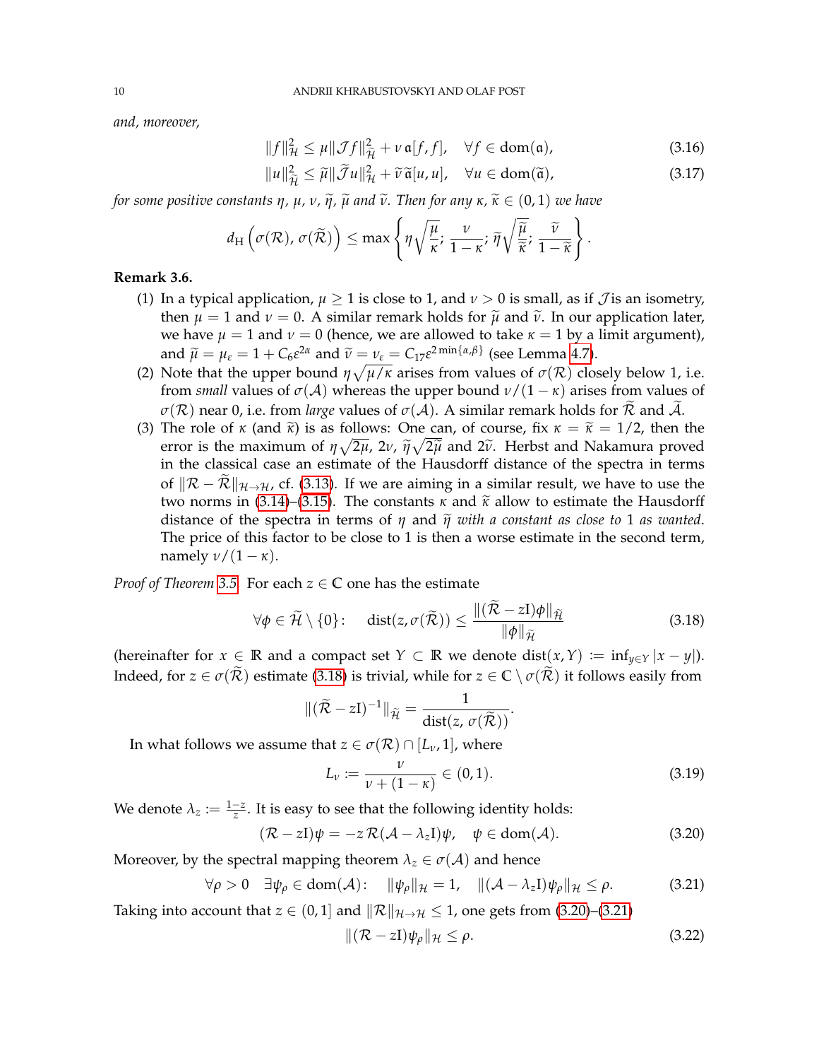*and, moreover,*

$$\|f\|_{\widetilde{\mathcal{H}}}^2 \le \mu \|\mathcal{J} f\|_{\widetilde{\mathcal{H}}}^2 + \nu\, \mathfrak{a}[f,f], \quad \forall f \in \operatorname{dom}(\mathfrak{a}), \tag{3.16}$$

$$\|u\|_{\widetilde{\mathcal{H}}}^2 \le \widetilde{\mu} \|\widetilde{\mathcal{J}} u\|_{\mathcal{H}}^2 + \widetilde{\nu}\, \widetilde{\mathfrak{a}}[u,u], \quad \forall u \in \operatorname{dom}(\widetilde{\mathfrak{a}}), \tag{3.17}$$

*for some positive constants $\eta$, $\mu$, $\nu$, $\widetilde{\eta}$, $\widetilde{\mu}$ and $\widetilde{\nu}$. Then for any $\kappa$, $\widetilde{\kappa} \in (0,1)$ we have*

$$d_{\mathrm{H}}\left(\sigma(\mathcal{R}),\, \sigma(\widetilde{\mathcal{R}})\right) \le \max\left\{ \eta\sqrt{\frac{\mu}{\kappa}};\ \frac{\nu}{1-\kappa};\ \widetilde{\eta}\sqrt{\frac{\widetilde{\mu}}{\widetilde{\kappa}}};\ \frac{\widetilde{\nu}}{1-\widetilde{\kappa}} \right\}.$$

**Remark 3.6.**

(1) In a typical application, $\mu \ge 1$ is close to 1, and $\nu > 0$ is small, as if $\mathcal{J}$ is an isometry, then $\mu = 1$ and $\nu = 0$. A similar remark holds for $\widetilde{\mu}$ and $\widetilde{\nu}$. In our application later, we have $\mu = 1$ and $\nu = 0$ (hence, we are allowed to take $\kappa = 1$ by a limit argument), and $\widetilde{\mu} = \mu_\varepsilon = 1 + C_6\varepsilon^{2\alpha}$ and $\widetilde{\nu} = \nu_\varepsilon = C_{17}\varepsilon^{2\min\{\alpha,\beta\}}$ (see Lemma 4.7).

(2) Note that the upper bound $\eta\sqrt{\mu/\kappa}$ arises from values of $\sigma(\mathcal{R})$ closely below 1, i.e. from *small* values of $\sigma(\mathcal{A})$ whereas the upper bound $\nu/(1-\kappa)$ arises from values of $\sigma(\mathcal{R})$ near 0, i.e. from *large* values of $\sigma(\mathcal{A})$. A similar remark holds for $\widetilde{\mathcal{R}}$ and $\widetilde{\mathcal{A}}$.

(3) The role of $\kappa$ (and $\widetilde{\kappa}$) is as follows: One can, of course, fix $\kappa = \widetilde{\kappa} = 1/2$, then the error is the maximum of $\eta\sqrt{2\mu}$, $2\nu$, $\widetilde{\eta}\sqrt{2\widetilde{\mu}}$ and $2\widetilde{\nu}$. Herbst and Nakamura proved in the classical case an estimate of the Hausdorff distance of the spectra in terms of $\|\mathcal{R} - \widetilde{\mathcal{R}}\|_{\mathcal{H}\to\mathcal{H}}$, cf. (3.13). If we are aiming in a similar result, we have to use the two norms in (3.14)–(3.15). The constants $\kappa$ and $\widetilde{\kappa}$ allow to estimate the Hausdorff distance of the spectra in terms of $\eta$ and $\widetilde{\eta}$ *with a constant as close to* 1 *as wanted*. The price of this factor to be close to 1 is then a worse estimate in the second term, namely $\nu/(1-\kappa)$.

*Proof of Theorem 3.5.* For each $z \in \mathbb{C}$ one has the estimate

$$\forall \phi \in \widetilde{\mathcal{H}} \setminus \{0\}: \quad \operatorname{dist}(z, \sigma(\widetilde{\mathcal{R}})) \le \frac{\|(\widetilde{\mathcal{R}} - z\mathrm{I})\phi\|_{\widetilde{\mathcal{H}}}}{\|\phi\|_{\widetilde{\mathcal{H}}}} \tag{3.18}$$

(hereinafter for $x \in \mathbb{R}$ and a compact set $Y \subset \mathbb{R}$ we denote $\operatorname{dist}(x, Y) := \inf_{y\in Y}|x-y|$). Indeed, for $z \in \sigma(\widetilde{\mathcal{R}})$ estimate (3.18) is trivial, while for $z \in \mathbb{C} \setminus \sigma(\widetilde{\mathcal{R}})$ it follows easily from

$$\|(\widetilde{\mathcal{R}} - z\mathrm{I})^{-1}\|_{\widetilde{\mathcal{H}}} = \frac{1}{\operatorname{dist}(z, \sigma(\widetilde{\mathcal{R}}))}.$$

In what follows we assume that $z \in \sigma(\mathcal{R}) \cap [L_\nu, 1]$, where

$$L_\nu := \frac{\nu}{\nu + (1-\kappa)} \in (0,1). \tag{3.19}$$

We denote $\lambda_z := \frac{1-z}{z}$. It is easy to see that the following identity holds:

$$(\mathcal{R} - z\mathrm{I})\psi = -z\,\mathcal{R}(\mathcal{A} - \lambda_z\mathrm{I})\psi, \quad \psi \in \operatorname{dom}(\mathcal{A}). \tag{3.20}$$

Moreover, by the spectral mapping theorem $\lambda_z \in \sigma(\mathcal{A})$ and hence

$$\forall \rho > 0 \quad \exists \psi_\rho \in \operatorname{dom}(\mathcal{A}): \quad \|\psi_\rho\|_{\mathcal{H}} = 1, \quad \|(\mathcal{A} - \lambda_z\mathrm{I})\psi_\rho\|_{\mathcal{H}} \le \rho. \tag{3.21}$$

Taking into account that $z \in (0,1]$ and $\|\mathcal{R}\|_{\mathcal{H}\to\mathcal{H}} \le 1$, one gets from (3.20)–(3.21)

$$\|(\mathcal{R} - z\mathrm{I})\psi_\rho\|_{\mathcal{H}} \le \rho. \tag{3.22}$$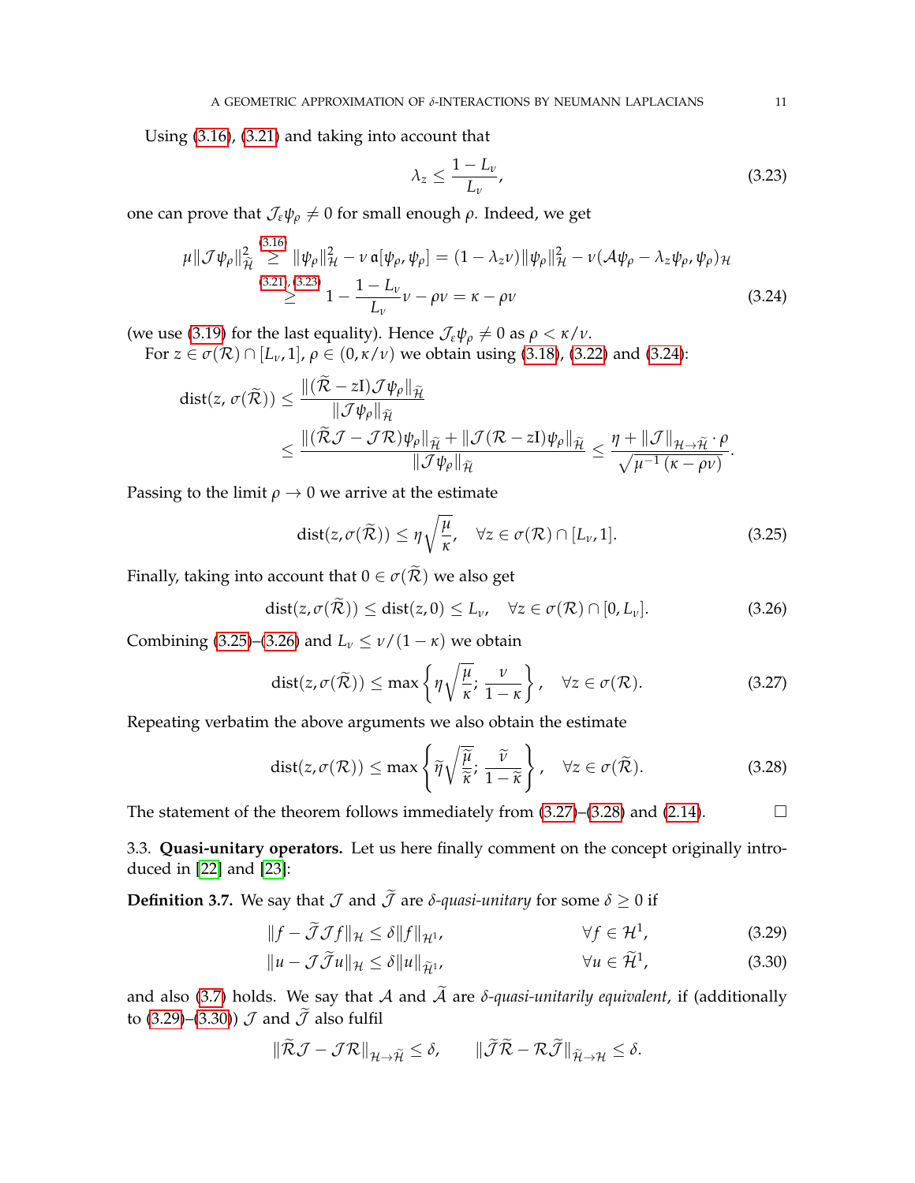Using (3.16), (3.21) and taking into account that

$$\lambda_z \leq \frac{1-L_\nu}{L_\nu}, \tag{3.23}$$

one can prove that $\mathcal{J}_\varepsilon \psi_\rho \neq 0$ for small enough $\rho$. Indeed, we get

$$\begin{aligned}
\mu \|\mathcal{J}\psi_\rho\|^2_{\widetilde{\mathcal{H}}} &\overset{(3.16)}{\geq} \|\psi_\rho\|^2_{\mathcal{H}} - \nu\, \mathfrak{a}[\psi_\rho, \psi_\rho] = (1-\lambda_z \nu)\|\psi_\rho\|^2_{\mathcal{H}} - \nu(\mathcal{A}\psi_\rho - \lambda_z \psi_\rho, \psi_\rho)_{\mathcal{H}} \\
&\overset{(3.21),(3.23)}{\geq} 1 - \frac{1-L_\nu}{L_\nu}\nu - \rho\nu = \kappa - \rho\nu
\end{aligned} \tag{3.24}$$

(we use (3.19) for the last equality). Hence $\mathcal{J}_\varepsilon \psi_\rho \neq 0$ as $\rho < \kappa/\nu$.

For $z \in \sigma(\mathcal{R}) \cap [L_\nu, 1]$, $\rho \in (0, \kappa/\nu)$ we obtain using (3.18), (3.22) and (3.24):

$$\begin{aligned}
\operatorname{dist}(z, \sigma(\widetilde{\mathcal{R}})) &\leq \frac{\|(\widetilde{\mathcal{R}} - z\mathrm{I})\mathcal{J}\psi_\rho\|_{\widetilde{\mathcal{H}}}}{\|\mathcal{J}\psi_\rho\|_{\widetilde{\mathcal{H}}}} \\
&\leq \frac{\|(\widetilde{\mathcal{R}}\mathcal{J} - \mathcal{J}\mathcal{R})\psi_\rho\|_{\widetilde{\mathcal{H}}} + \|\mathcal{J}(\mathcal{R} - z\mathrm{I})\psi_\rho\|_{\widetilde{\mathcal{H}}}}{\|\mathcal{J}\psi_\rho\|_{\widetilde{\mathcal{H}}}} \leq \frac{\eta + \|\mathcal{J}\|_{\mathcal{H}\to\widetilde{\mathcal{H}}} \cdot \rho}{\sqrt{\mu^{-1}(\kappa - \rho\nu)}}.
\end{aligned}$$

Passing to the limit $\rho \to 0$ we arrive at the estimate

$$\operatorname{dist}(z, \sigma(\widetilde{\mathcal{R}})) \leq \eta\sqrt{\frac{\mu}{\kappa}}, \quad \forall z \in \sigma(\mathcal{R}) \cap [L_\nu, 1]. \tag{3.25}$$

Finally, taking into account that $0 \in \sigma(\widetilde{\mathcal{R}})$ we also get

$$\operatorname{dist}(z, \sigma(\widetilde{\mathcal{R}})) \leq \operatorname{dist}(z, 0) \leq L_\nu, \quad \forall z \in \sigma(\mathcal{R}) \cap [0, L_\nu]. \tag{3.26}$$

Combining (3.25)–(3.26) and $L_\nu \leq \nu/(1-\kappa)$ we obtain

$$\operatorname{dist}(z, \sigma(\widetilde{\mathcal{R}})) \leq \max\left\{\eta\sqrt{\frac{\mu}{\kappa}};\, \frac{\nu}{1-\kappa}\right\}, \quad \forall z \in \sigma(\mathcal{R}). \tag{3.27}$$

Repeating verbatim the above arguments we also obtain the estimate

$$\operatorname{dist}(z, \sigma(\mathcal{R})) \leq \max\left\{\widetilde{\eta}\sqrt{\frac{\widetilde{\mu}}{\widetilde{\kappa}}};\, \frac{\widetilde{\nu}}{1-\widetilde{\kappa}}\right\}, \quad \forall z \in \sigma(\widetilde{\mathcal{R}}). \tag{3.28}$$

The statement of the theorem follows immediately from (3.27)–(3.28) and (2.14). ☐

3.3. **Quasi-unitary operators.** Let us here finally comment on the concept originally introduced in [22] and [23]:

**Definition 3.7.** We say that $\mathcal{J}$ and $\widetilde{\mathcal{J}}$ are *$\delta$-quasi-unitary* for some $\delta \geq 0$ if

$$\|f - \widetilde{\mathcal{J}}\mathcal{J}f\|_{\mathcal{H}} \leq \delta\|f\|_{\mathcal{H}^1}, \qquad \forall f \in \mathcal{H}^1, \tag{3.29}$$

$$\|u - \mathcal{J}\widetilde{\mathcal{J}}u\|_{\mathcal{H}} \leq \delta\|u\|_{\widetilde{\mathcal{H}}^1}, \qquad \forall u \in \widetilde{\mathcal{H}}^1, \tag{3.30}$$

and also (3.7) holds. We say that $\mathcal{A}$ and $\widetilde{\mathcal{A}}$ are *$\delta$-quasi-unitarily equivalent*, if (additionally to (3.29)–(3.30)) $\mathcal{J}$ and $\widetilde{\mathcal{J}}$ also fulfil

$$\|\widetilde{\mathcal{R}}\mathcal{J} - \mathcal{J}\mathcal{R}\|_{\mathcal{H}\to\widetilde{\mathcal{H}}} \leq \delta, \qquad \|\widetilde{\mathcal{J}}\widetilde{\mathcal{R}} - \mathcal{R}\widetilde{\mathcal{J}}\|_{\widetilde{\mathcal{H}}\to\mathcal{H}} \leq \delta.$$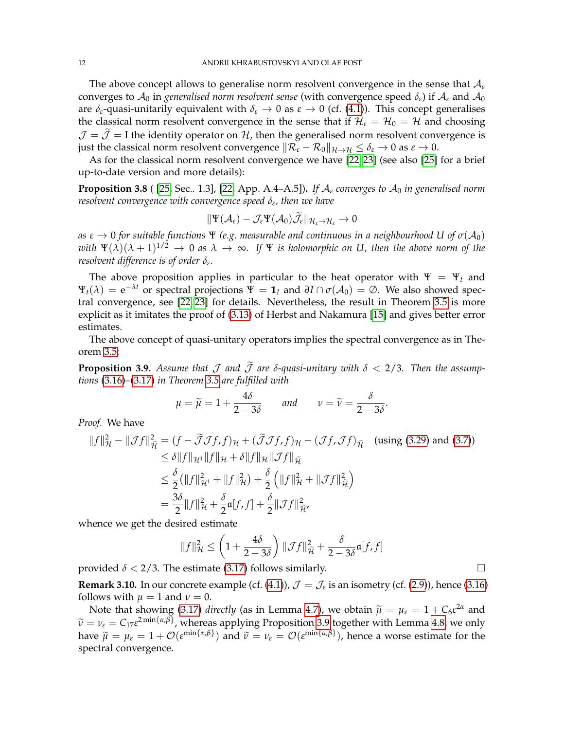The above concept allows to generalise norm resolvent convergence in the sense that $\mathcal{A}_\varepsilon$ converges to $\mathcal{A}_0$ in *generalised norm resolvent sense* (with convergence speed $\delta_\varepsilon$) if $\mathcal{A}_\varepsilon$ and $\mathcal{A}_0$ are $\delta_\varepsilon$-quasi-unitarily equivalent with $\delta_\varepsilon \to 0$ as $\varepsilon \to 0$ (cf. (4.1)). This concept generalises the classical norm resolvent convergence in the sense that if $\mathcal{H}_\varepsilon = \mathcal{H}_0 = \mathcal{H}$ and choosing $\mathcal{J} = \widetilde{\mathcal{J}} = \mathrm{I}$ the identity operator on $\mathcal{H}$, then the generalised norm resolvent convergence is just the classical norm resolvent convergence $\|\mathcal{R}_\varepsilon - \mathcal{R}_0\|_{\mathcal{H}\to\mathcal{H}} \le \delta_\varepsilon \to 0$ as $\varepsilon \to 0$.

As for the classical norm resolvent convergence we have [22, 23] (see also [25] for a brief up-to-date version and more details):

**Proposition 3.8** ([25, Sec.. 1.3], [22, App. A.4–A.5])**.** *If $\mathcal{A}_\varepsilon$ converges to $\mathcal{A}_0$ in generalised norm resolvent convergence with convergence speed $\delta_\varepsilon$, then we have*

$$\|\Psi(\mathcal{A}_\varepsilon) - \mathcal{J}_\varepsilon \Psi(\mathcal{A}_0)\widetilde{\mathcal{J}}_\varepsilon\|_{\mathcal{H}_\varepsilon \to \mathcal{H}_\varepsilon} \to 0$$

*as $\varepsilon \to 0$ for suitable functions $\Psi$ (e.g. measurable and continuous in a neighbourhood $U$ of $\sigma(\mathcal{A}_0)$ with $\Psi(\lambda)(\lambda+1)^{1/2} \to 0$ as $\lambda \to \infty$. If $\Psi$ is holomorphic on $U$, then the above norm of the resolvent difference is of order $\delta_\varepsilon$.*

The above proposition applies in particular to the heat operator with $\Psi = \Psi_t$ and $\Psi_t(\lambda) = \mathrm{e}^{-\lambda t}$ or spectral projections $\Psi = \mathbf{1}_I$ and $\partial I \cap \sigma(\mathcal{A}_0) = \emptyset$. We also showed spectral convergence, see [22, 23] for details. Nevertheless, the result in Theorem 3.5 is more explicit as it imitates the proof of (3.13) of Herbst and Nakamura [15] and gives better error estimates.

The above concept of quasi-unitary operators implies the spectral convergence as in Theorem 3.5:

**Proposition 3.9.** *Assume that $\mathcal{J}$ and $\widetilde{\mathcal{J}}$ are $\delta$-quasi-unitary with $\delta < 2/3$. Then the assumptions (3.16)–(3.17) in Theorem 3.5 are fulfilled with*

$$\mu = \widetilde{\mu} = 1 + \frac{4\delta}{2 - 3\delta} \qquad \textit{and} \qquad \nu = \widetilde{\nu} = \frac{\delta}{2-3\delta}.$$

*Proof.* We have

$$\begin{aligned}
\|f\|^2_{\mathcal{H}} - \|\mathcal{J}f\|^2_{\widetilde{\mathcal{H}}} &= (f - \widetilde{\mathcal{J}}\mathcal{J}f, f)_{\mathcal{H}} + (\widetilde{\mathcal{J}}\mathcal{J}f, f)_{\mathcal{H}} - (\mathcal{J}f, \mathcal{J}f)_{\widetilde{\mathcal{H}}} \quad \text{(using (3.29) and (3.7))}\\
&\le \delta \|f\|_{\mathcal{H}^1}\|f\|_{\mathcal{H}} + \delta\|f\|_{\mathcal{H}}\|\mathcal{J}f\|_{\widetilde{\mathcal{H}}}\\
&\le \frac{\delta}{2}(\|f\|^2_{\mathcal{H}^1} + \|f\|^2_{\mathcal{H}}) + \frac{\delta}{2}\left(\|f\|^2_{\mathcal{H}} + \|\mathcal{J}f\|^2_{\widetilde{\mathcal{H}}}\right)\\
&= \frac{3\delta}{2}\|f\|^2_{\mathcal{H}} + \frac{\delta}{2}\mathfrak{a}[f,f] + \frac{\delta}{2}\|\mathcal{J}f\|^2_{\widetilde{\mathcal{H}}},
\end{aligned}$$

whence we get the desired estimate

$$\|f\|^2_{\mathcal{H}} \le \left(1 + \frac{4\delta}{2-3\delta}\right)\|\mathcal{J}f\|^2_{\widetilde{\mathcal{H}}} + \frac{\delta}{2-3\delta}\mathfrak{a}[f,f]$$

provided $\delta < 2/3$. The estimate (3.17) follows similarly. □

**Remark 3.10.** In our concrete example (cf. (4.1)), $\mathcal{J} = \mathcal{J}_\varepsilon$ is an isometry (cf. (2.9)), hence (3.16) follows with $\mu = 1$ and $\nu = 0$.

Note that showing (3.17) *directly* (as in Lemma 4.7), we obtain $\widetilde{\mu} = \mu_\varepsilon = 1 + C_6\varepsilon^{2\alpha}$ and $\widetilde{\nu} = \nu_\varepsilon = C_{17}\varepsilon^{2\min\{\alpha,\beta\}}$, whereas applying Proposition 3.9 together with Lemma 4.8, we only have $\widetilde{\mu} = \mu_\varepsilon = 1 + \mathcal{O}(\varepsilon^{\min\{\alpha,\beta\}})$ and $\widetilde{\nu} = \nu_\varepsilon = \mathcal{O}(\varepsilon^{\min\{\alpha,\beta\}})$, hence a worse estimate for the spectral convergence.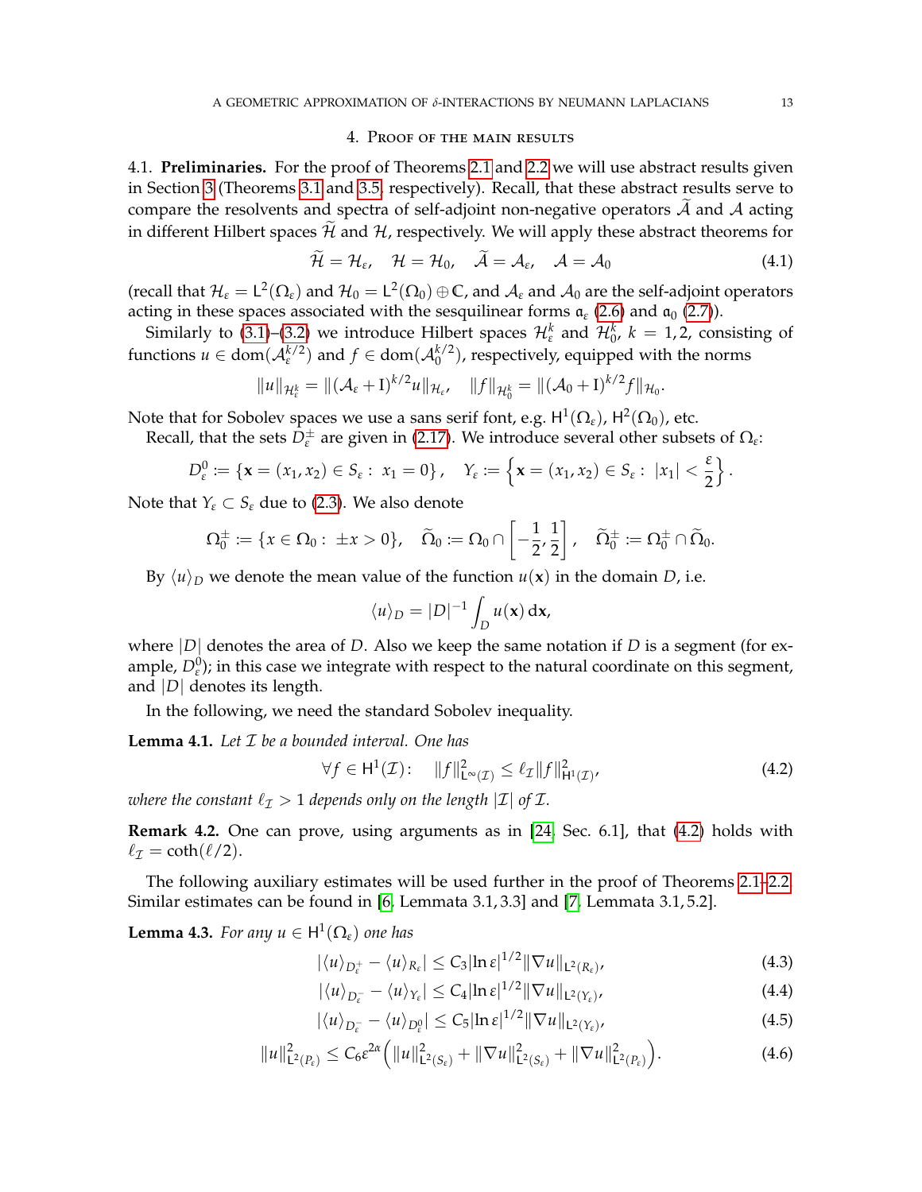## 4. Proof of the main results

4.1. **Preliminaries.** For the proof of Theorems 2.1 and 2.2 we will use abstract results given in Section 3 (Theorems 3.1 and 3.5, respectively). Recall, that these abstract results serve to compare the resolvents and spectra of self-adjoint non-negative operators $\widetilde{\mathcal{A}}$ and $\mathcal{A}$ acting in different Hilbert spaces $\widetilde{\mathcal{H}}$ and $\mathcal{H}$, respectively. We will apply these abstract theorems for

$$\widetilde{\mathcal{H}} = \mathcal{H}_\varepsilon, \quad \mathcal{H} = \mathcal{H}_0, \quad \widetilde{\mathcal{A}} = \mathcal{A}_\varepsilon, \quad \mathcal{A} = \mathcal{A}_0 \tag{4.1}$$

(recall that $\mathcal{H}_\varepsilon = \mathsf{L}^2(\Omega_\varepsilon)$ and $\mathcal{H}_0 = \mathsf{L}^2(\Omega_0) \oplus \mathbb{C}$, and $\mathcal{A}_\varepsilon$ and $\mathcal{A}_0$ are the self-adjoint operators acting in these spaces associated with the sesquilinear forms $\mathfrak{a}_\varepsilon$ (2.6) and $\mathfrak{a}_0$ (2.7)).

Similarly to (3.1)–(3.2) we introduce Hilbert spaces $\mathcal{H}^k_\varepsilon$ and $\mathcal{H}^k_0$, $k = 1, 2$, consisting of functions $u \in \mathrm{dom}(\mathcal{A}_\varepsilon^{k/2})$ and $f \in \mathrm{dom}(\mathcal{A}_0^{k/2})$, respectively, equipped with the norms

$$\|u\|_{\mathcal{H}^k_\varepsilon} = \|(\mathcal{A}_\varepsilon + \mathrm{I})^{k/2} u\|_{\mathcal{H}_\varepsilon}, \quad \|f\|_{\mathcal{H}^k_0} = \|(\mathcal{A}_0 + \mathrm{I})^{k/2} f\|_{\mathcal{H}_0}.$$

Note that for Sobolev spaces we use a sans serif font, e.g. $\mathsf{H}^1(\Omega_\varepsilon)$, $\mathsf{H}^2(\Omega_0)$, etc.

Recall, that the sets $D^\pm_\varepsilon$ are given in (2.17). We introduce several other subsets of $\Omega_\varepsilon$:

$$D^0_\varepsilon := \{\mathbf{x} = (x_1, x_2) \in S_\varepsilon : \ x_1 = 0\}, \quad Y_\varepsilon := \left\{\mathbf{x} = (x_1, x_2) \in S_\varepsilon : \ |x_1| < \frac{\varepsilon}{2}\right\}.$$

Note that $Y_\varepsilon \subset S_\varepsilon$ due to (2.3). We also denote

$$\Omega^\pm_0 := \{x \in \Omega_0 : \ \pm x > 0\}, \quad \widetilde{\Omega}_0 := \Omega_0 \cap \left[-\frac{1}{2}, \frac{1}{2}\right], \quad \widetilde{\Omega}^\pm_0 := \Omega^\pm_0 \cap \widetilde{\Omega}_0.$$

By $\langle u \rangle_D$ we denote the mean value of the function $u(\mathbf{x})$ in the domain $D$, i.e.

$$\langle u \rangle_D = |D|^{-1} \int_D u(\mathbf{x})\, \mathrm{d}\mathbf{x},$$

where $|D|$ denotes the area of $D$. Also we keep the same notation if $D$ is a segment (for example, $D^0_\varepsilon$); in this case we integrate with respect to the natural coordinate on this segment, and $|D|$ denotes its length.

In the following, we need the standard Sobolev inequality.

**Lemma 4.1.** *Let $\mathcal{I}$ be a bounded interval. One has*

$$\forall f \in \mathsf{H}^1(\mathcal{I}): \quad \|f\|^2_{\mathsf{L}^\infty(\mathcal{I})} \leq \ell_{\mathcal{I}} \|f\|^2_{\mathsf{H}^1(\mathcal{I})}, \tag{4.2}$$

*where the constant $\ell_{\mathcal{I}} > 1$ depends only on the length $|\mathcal{I}|$ of $\mathcal{I}$.*

**Remark 4.2.** One can prove, using arguments as in [24, Sec. 6.1], that (4.2) holds with $\ell_{\mathcal{I}} = \coth(\ell/2)$.

The following auxiliary estimates will be used further in the proof of Theorems 2.1–2.2. Similar estimates can be found in [6, Lemmata 3.1, 3.3] and [7, Lemmata 3.1, 5.2].

**Lemma 4.3.** *For any $u \in \mathsf{H}^1(\Omega_\varepsilon)$ one has*

$$|\langle u \rangle_{D^+_\varepsilon} - \langle u \rangle_{R_\varepsilon}| \leq C_3 |\ln \varepsilon|^{1/2} \|\nabla u\|_{\mathsf{L}^2(R_\varepsilon)}, \tag{4.3}$$

$$|\langle u \rangle_{D^-_\varepsilon} - \langle u \rangle_{Y_\varepsilon}| \leq C_4 |\ln \varepsilon|^{1/2} \|\nabla u\|_{\mathsf{L}^2(Y_\varepsilon)}, \tag{4.4}$$

$$|\langle u \rangle_{D^-_\varepsilon} - \langle u \rangle_{D^0_\varepsilon}| \leq C_5 |\ln \varepsilon|^{1/2} \|\nabla u\|_{\mathsf{L}^2(Y_\varepsilon)}, \tag{4.5}$$

$$\|u\|^2_{\mathsf{L}^2(P_\varepsilon)} \leq C_6 \varepsilon^{2\alpha} \left( \|u\|^2_{\mathsf{L}^2(S_\varepsilon)} + \|\nabla u\|^2_{\mathsf{L}^2(S_\varepsilon)} + \|\nabla u\|^2_{\mathsf{L}^2(P_\varepsilon)} \right). \tag{4.6}$$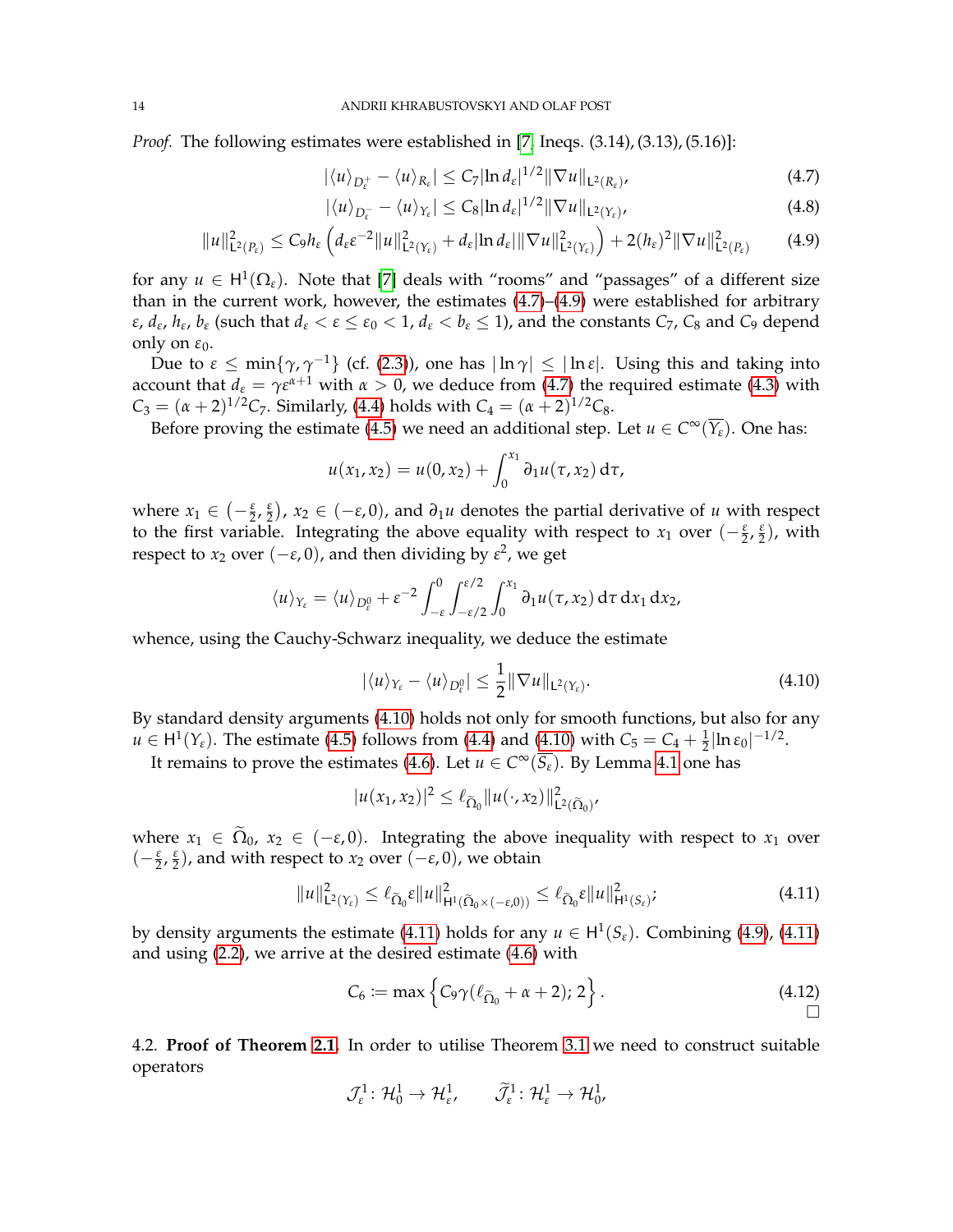*Proof.* The following estimates were established in [7, Ineqs. (3.14), (3.13), (5.16)]:

$$|\langle u\rangle_{D_\varepsilon^+} - \langle u\rangle_{R_\varepsilon}| \le C_7 |\ln d_\varepsilon|^{1/2} \|\nabla u\|_{\mathsf{L}^2(R_\varepsilon)}, \tag{4.7}$$

$$|\langle u\rangle_{D_\varepsilon^-} - \langle u\rangle_{Y_\varepsilon}| \le C_8 |\ln d_\varepsilon|^{1/2} \|\nabla u\|_{\mathsf{L}^2(Y_\varepsilon)}, \tag{4.8}$$

$$\|u\|^2_{\mathsf{L}^2(P_\varepsilon)} \le C_9 h_\varepsilon \left( d_\varepsilon \varepsilon^{-2} \|u\|^2_{\mathsf{L}^2(Y_\varepsilon)} + d_\varepsilon |\ln d_\varepsilon| \|\nabla u\|^2_{\mathsf{L}^2(Y_\varepsilon)} \right) + 2(h_\varepsilon)^2 \|\nabla u\|^2_{\mathsf{L}^2(P_\varepsilon)} \tag{4.9}$$

for any $u \in \mathsf{H}^1(\Omega_\varepsilon)$. Note that [7] deals with "rooms" and "passages" of a different size than in the current work, however, the estimates (4.7)–(4.9) were established for arbitrary $\varepsilon$, $d_\varepsilon$, $h_\varepsilon$, $b_\varepsilon$ (such that $d_\varepsilon < \varepsilon \le \varepsilon_0 < 1$, $d_\varepsilon < b_\varepsilon \le 1$), and the constants $C_7$, $C_8$ and $C_9$ depend only on $\varepsilon_0$.

Due to $\varepsilon \le \min\{\gamma, \gamma^{-1}\}$ (cf. (2.3)), one has $|\ln \gamma| \le |\ln \varepsilon|$. Using this and taking into account that $d_\varepsilon = \gamma \varepsilon^{\alpha+1}$ with $\alpha > 0$, we deduce from (4.7) the required estimate (4.3) with $C_3 = (\alpha+2)^{1/2} C_7$. Similarly, (4.4) holds with $C_4 = (\alpha+2)^{1/2} C_8$.

Before proving the estimate (4.5) we need an additional step. Let $u \in C^\infty(\overline{Y_\varepsilon})$. One has:

$$u(x_1, x_2) = u(0, x_2) + \int_0^{x_1} \partial_1 u(\tau, x_2)\, \mathrm{d}\tau,$$

where $x_1 \in (-\frac{\varepsilon}{2}, \frac{\varepsilon}{2})$, $x_2 \in (-\varepsilon, 0)$, and $\partial_1 u$ denotes the partial derivative of $u$ with respect to the first variable. Integrating the above equality with respect to $x_1$ over $(-\frac{\varepsilon}{2}, \frac{\varepsilon}{2})$, with respect to $x_2$ over $(-\varepsilon, 0)$, and then dividing by $\varepsilon^2$, we get

$$\langle u\rangle_{Y_\varepsilon} = \langle u\rangle_{D_\varepsilon^0} + \varepsilon^{-2} \int_{-\varepsilon}^0 \int_{-\varepsilon/2}^{\varepsilon/2} \int_0^{x_1} \partial_1 u(\tau, x_2)\, \mathrm{d}\tau\, \mathrm{d}x_1\, \mathrm{d}x_2,$$

whence, using the Cauchy-Schwarz inequality, we deduce the estimate

$$|\langle u\rangle_{Y_\varepsilon} - \langle u\rangle_{D_\varepsilon^0}| \le \frac{1}{2} \|\nabla u\|_{\mathsf{L}^2(Y_\varepsilon)}. \tag{4.10}$$

By standard density arguments (4.10) holds not only for smooth functions, but also for any $u \in \mathsf{H}^1(Y_\varepsilon)$. The estimate (4.5) follows from (4.4) and (4.10) with $C_5 = C_4 + \frac{1}{2}|\ln \varepsilon_0|^{-1/2}$.

It remains to prove the estimates (4.6). Let $u \in C^\infty(\overline{S_\varepsilon})$. By Lemma 4.1 one has

$$|u(x_1, x_2)|^2 \le \ell_{\widetilde{\Omega}_0} \|u(\cdot, x_2)\|^2_{\mathsf{L}^2(\widetilde{\Omega}_0)},$$

where $x_1 \in \widetilde{\Omega}_0$, $x_2 \in (-\varepsilon, 0)$. Integrating the above inequality with respect to $x_1$ over $(-\frac{\varepsilon}{2}, \frac{\varepsilon}{2})$, and with respect to $x_2$ over $(-\varepsilon, 0)$, we obtain

$$\|u\|^2_{\mathsf{L}^2(Y_\varepsilon)} \le \ell_{\widetilde{\Omega}_0} \varepsilon \|u\|^2_{\mathsf{H}^1(\widetilde{\Omega}_0 \times (-\varepsilon, 0))} \le \ell_{\widetilde{\Omega}_0} \varepsilon \|u\|^2_{\mathsf{H}^1(S_\varepsilon)}; \tag{4.11}$$

by density arguments the estimate (4.11) holds for any $u \in \mathsf{H}^1(S_\varepsilon)$. Combining (4.9), (4.11) and using (2.2), we arrive at the desired estimate (4.6) with

$$C_6 := \max\left\{ C_9 \gamma (\ell_{\widetilde{\Omega}_0} + \alpha + 2);\, 2 \right\}. \tag{4.12}$$

$\square$

4.2. **Proof of Theorem 2.1.** In order to utilise Theorem 3.1 we need to construct suitable operators

$$\mathcal{J}_\varepsilon^1 \colon \mathcal{H}_0^1 \to \mathcal{H}_\varepsilon^1, \qquad \widetilde{\mathcal{J}}_\varepsilon^1 \colon \mathcal{H}_\varepsilon^1 \to \mathcal{H}_0^1,$$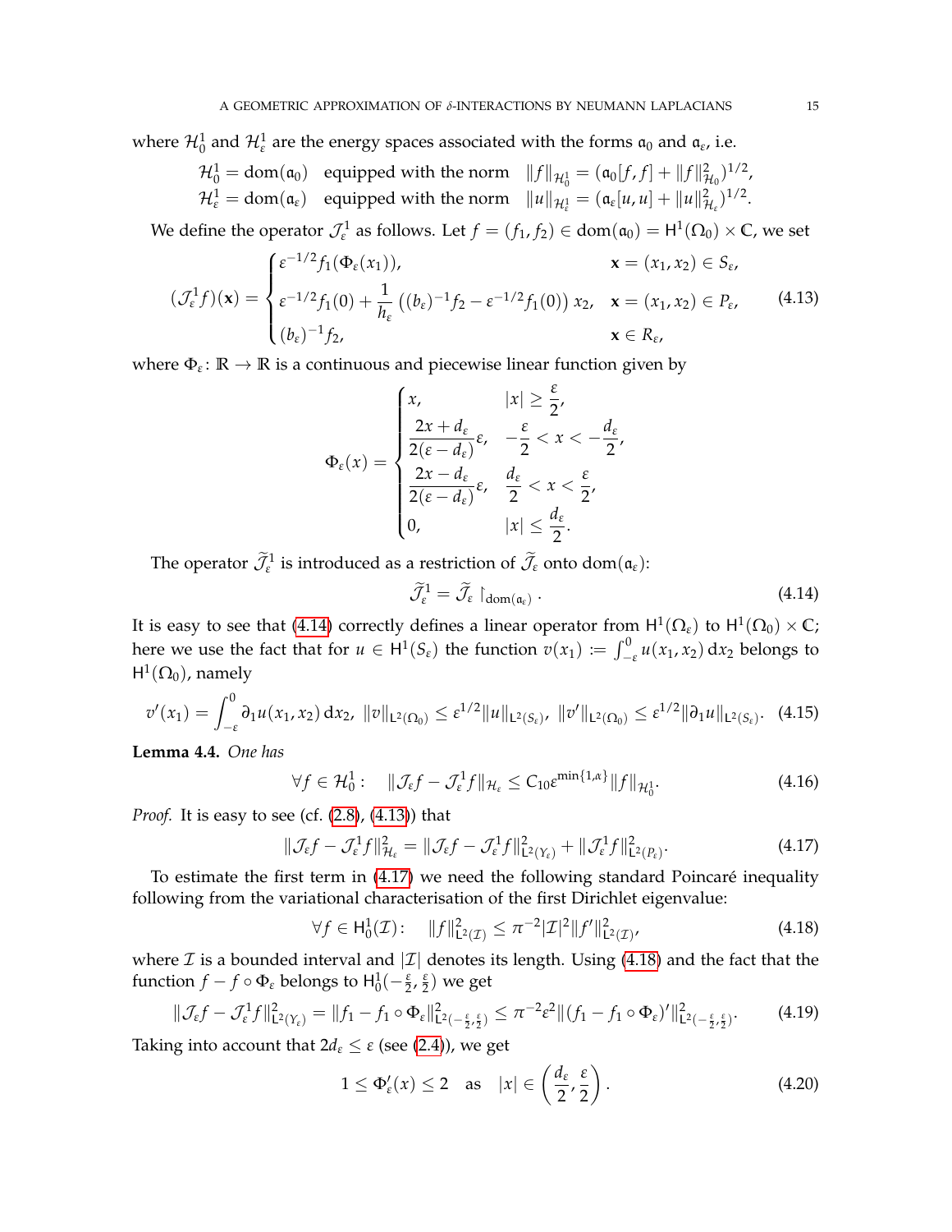where $\mathcal{H}_0^1$ and $\mathcal{H}_\varepsilon^1$ are the energy spaces associated with the forms $\mathfrak{a}_0$ and $\mathfrak{a}_\varepsilon$, i.e.

$$
\begin{aligned}
\mathcal{H}_0^1 &= \mathrm{dom}(\mathfrak{a}_0) \quad \text{equipped with the norm} \quad \|f\|_{\mathcal{H}_0^1} = (\mathfrak{a}_0[f,f] + \|f\|^2_{\mathcal{H}_0})^{1/2},\\
\mathcal{H}_\varepsilon^1 &= \mathrm{dom}(\mathfrak{a}_\varepsilon) \quad \text{equipped with the norm} \quad \|u\|_{\mathcal{H}_\varepsilon^1} = (\mathfrak{a}_\varepsilon[u,u] + \|u\|^2_{\mathcal{H}_\varepsilon})^{1/2}.
\end{aligned}
$$

We define the operator $\mathcal{J}_\varepsilon^1$ as follows. Let $f = (f_1, f_2) \in \mathrm{dom}(\mathfrak{a}_0) = \mathsf{H}^1(\Omega_0) \times \mathbb{C}$, we set

$$
(\mathcal{J}_\varepsilon^1 f)(\mathbf{x}) = \begin{cases} \varepsilon^{-1/2} f_1(\Phi_\varepsilon(x_1)), & \mathbf{x} = (x_1, x_2) \in S_\varepsilon,\\[1ex] \varepsilon^{-1/2} f_1(0) + \dfrac{1}{h_\varepsilon}\left((b_\varepsilon)^{-1} f_2 - \varepsilon^{-1/2} f_1(0)\right) x_2, & \mathbf{x} = (x_1, x_2) \in P_\varepsilon,\\[1ex] (b_\varepsilon)^{-1} f_2, & \mathbf{x} \in R_\varepsilon, \end{cases} \tag{4.13}
$$

where $\Phi_\varepsilon \colon \mathbb{R} \to \mathbb{R}$ is a continuous and piecewise linear function given by

$$
\Phi_\varepsilon(x) = \begin{cases} x, & |x| \ge \dfrac{\varepsilon}{2},\\[1ex] \dfrac{2x + d_\varepsilon}{2(\varepsilon - d_\varepsilon)}\varepsilon, & -\dfrac{\varepsilon}{2} < x < -\dfrac{d_\varepsilon}{2},\\[1ex] \dfrac{2x - d_\varepsilon}{2(\varepsilon - d_\varepsilon)}\varepsilon, & \dfrac{d_\varepsilon}{2} < x < \dfrac{\varepsilon}{2},\\[1ex] 0, & |x| \le \dfrac{d_\varepsilon}{2}. \end{cases}
$$

The operator $\widetilde{\mathcal{J}}_\varepsilon^1$ is introduced as a restriction of $\widetilde{\mathcal{J}}_\varepsilon$ onto $\mathrm{dom}(\mathfrak{a}_\varepsilon)$:

$$
\widetilde{\mathcal{J}}_\varepsilon^1 = \widetilde{\mathcal{J}}_\varepsilon \restriction_{\mathrm{dom}(\mathfrak{a}_\varepsilon)}. \tag{4.14}
$$

It is easy to see that (4.14) correctly defines a linear operator from $\mathsf{H}^1(\Omega_\varepsilon)$ to $\mathsf{H}^1(\Omega_0) \times \mathbb{C}$; here we use the fact that for $u \in \mathsf{H}^1(S_\varepsilon)$ the function $v(x_1) := \int_{-\varepsilon}^0 u(x_1, x_2)\,\mathrm{d}x_2$ belongs to $\mathsf{H}^1(\Omega_0)$, namely

$$
v'(x_1) = \int_{-\varepsilon}^0 \partial_1 u(x_1, x_2)\,\mathrm{d}x_2,\ \|v\|_{\mathsf{L}^2(\Omega_0)} \le \varepsilon^{1/2}\|u\|_{\mathsf{L}^2(S_\varepsilon)},\ \|v'\|_{\mathsf{L}^2(\Omega_0)} \le \varepsilon^{1/2}\|\partial_1 u\|_{\mathsf{L}^2(S_\varepsilon)}. \tag{4.15}
$$

**Lemma 4.4.** *One has*

$$
\forall f \in \mathcal{H}_0^1: \quad \|\mathcal{J}_\varepsilon f - \mathcal{J}_\varepsilon^1 f\|_{\mathcal{H}_\varepsilon} \le C_{10}\varepsilon^{\min\{1,\alpha\}}\|f\|_{\mathcal{H}_0^1}. \tag{4.16}
$$

*Proof.* It is easy to see (cf. (2.8), (4.13)) that

$$
\|\mathcal{J}_\varepsilon f - \mathcal{J}_\varepsilon^1 f\|^2_{\mathcal{H}_\varepsilon} = \|\mathcal{J}_\varepsilon f - \mathcal{J}_\varepsilon^1 f\|^2_{\mathsf{L}^2(Y_\varepsilon)} + \|\mathcal{J}_\varepsilon^1 f\|^2_{\mathsf{L}^2(P_\varepsilon)}. \tag{4.17}
$$

To estimate the first term in (4.17) we need the following standard Poincaré inequality following from the variational characterisation of the first Dirichlet eigenvalue:

$$
\forall f \in \mathsf{H}_0^1(\mathcal{I}): \quad \|f\|^2_{\mathsf{L}^2(\mathcal{I})} \le \pi^{-2}|\mathcal{I}|^2\|f'\|^2_{\mathsf{L}^2(\mathcal{I})}, \tag{4.18}
$$

where $\mathcal{I}$ is a bounded interval and $|\mathcal{I}|$ denotes its length. Using (4.18) and the fact that the function $f - f \circ \Phi_\varepsilon$ belongs to $\mathsf{H}_0^1(-\frac{\varepsilon}{2}, \frac{\varepsilon}{2})$ we get

$$
\|\mathcal{J}_\varepsilon f - \mathcal{J}_\varepsilon^1 f\|^2_{\mathsf{L}^2(Y_\varepsilon)} = \|f_1 - f_1 \circ \Phi_\varepsilon\|^2_{\mathsf{L}^2(-\frac{\varepsilon}{2}, \frac{\varepsilon}{2})} \le \pi^{-2}\varepsilon^2\|(f_1 - f_1 \circ \Phi_\varepsilon)'\|^2_{\mathsf{L}^2(-\frac{\varepsilon}{2}, \frac{\varepsilon}{2})}. \tag{4.19}
$$

Taking into account that $2d_\varepsilon \le \varepsilon$ (see (2.4)), we get

$$
1 \le \Phi_\varepsilon'(x) \le 2 \quad \text{as} \quad |x| \in \left(\frac{d_\varepsilon}{2}, \frac{\varepsilon}{2}\right). \tag{4.20}
$$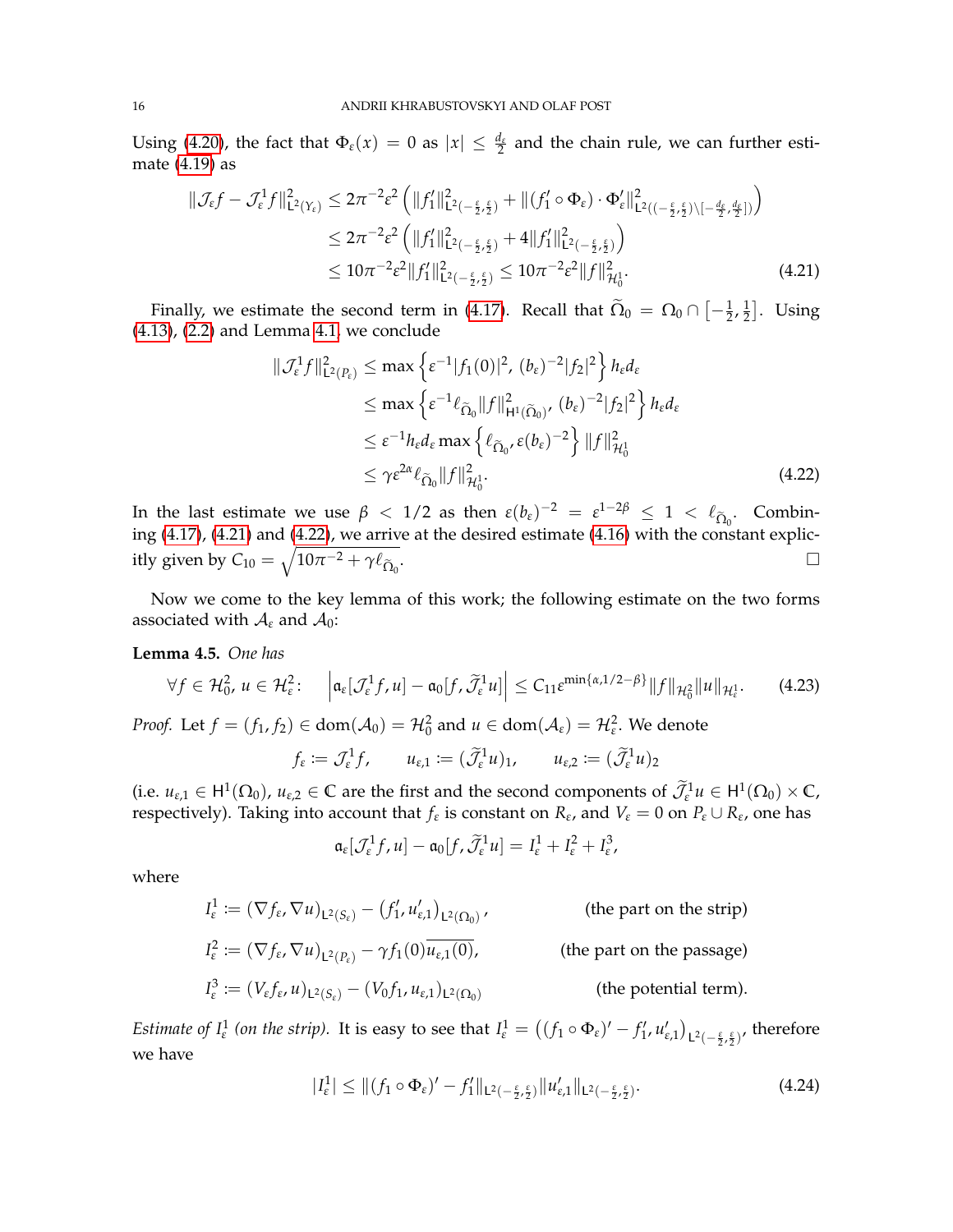Using (4.20), the fact that $\Phi_\varepsilon(x) = 0$ as $|x| \le \frac{d_\varepsilon}{2}$ and the chain rule, we can further estimate (4.19) as

$$
\begin{aligned}
\|\mathcal{J}_\varepsilon f - \mathcal{J}_\varepsilon^1 f\|^2_{\mathsf{L}^2(Y_\varepsilon)} &\le 2\pi^{-2}\varepsilon^2 \left( \|f_1'\|^2_{\mathsf{L}^2(-\frac{\varepsilon}{2},\frac{\varepsilon}{2})} + \|(f_1'\circ\Phi_\varepsilon)\cdot\Phi_\varepsilon'\|^2_{\mathsf{L}^2((-\frac{\varepsilon}{2},\frac{\varepsilon}{2})\setminus[-\frac{d_\varepsilon}{2},\frac{d_\varepsilon}{2}])} \right) \\
&\le 2\pi^{-2}\varepsilon^2 \left( \|f_1'\|^2_{\mathsf{L}^2(-\frac{\varepsilon}{2},\frac{\varepsilon}{2})} + 4\|f_1'\|^2_{\mathsf{L}^2(-\frac{\varepsilon}{2},\frac{\varepsilon}{2})} \right) \\
&\le 10\pi^{-2}\varepsilon^2\|f_1'\|^2_{\mathsf{L}^2(-\frac{\varepsilon}{2},\frac{\varepsilon}{2})} \le 10\pi^{-2}\varepsilon^2\|f\|^2_{\mathcal{H}_0^1}. \qquad (4.21)
\end{aligned}
$$

Finally, we estimate the second term in (4.17). Recall that $\widetilde{\Omega}_0 = \Omega_0 \cap \left[-\frac{1}{2},\frac{1}{2}\right]$. Using (4.13), (2.2) and Lemma 4.1, we conclude

$$
\begin{aligned}
\|\mathcal{J}_\varepsilon^1 f\|^2_{\mathsf{L}^2(P_\varepsilon)} &\le \max\left\{\varepsilon^{-1}|f_1(0)|^2,\, (b_\varepsilon)^{-2}|f_2|^2\right\} h_\varepsilon d_\varepsilon \\
&\le \max\left\{\varepsilon^{-1}\ell_{\widetilde{\Omega}_0}\|f\|^2_{\mathsf{H}^1(\widetilde{\Omega}_0)},\, (b_\varepsilon)^{-2}|f_2|^2\right\} h_\varepsilon d_\varepsilon \\
&\le \varepsilon^{-1}h_\varepsilon d_\varepsilon \max\left\{\ell_{\widetilde{\Omega}_0},\, \varepsilon(b_\varepsilon)^{-2}\right\}\|f\|^2_{\mathcal{H}_0^1} \\
&\le \gamma\varepsilon^{2\alpha}\ell_{\widetilde{\Omega}_0}\|f\|^2_{\mathcal{H}_0^1}. \qquad (4.22)
\end{aligned}
$$

In the last estimate we use $\beta < 1/2$ as then $\varepsilon(b_\varepsilon)^{-2} = \varepsilon^{1-2\beta} \le 1 < \ell_{\widetilde{\Omega}_0}$. Combining (4.17), (4.21) and (4.22), we arrive at the desired estimate (4.16) with the constant explicitly given by $C_{10} = \sqrt{10\pi^{-2} + \gamma\ell_{\widetilde{\Omega}_0}}$. □

Now we come to the key lemma of this work; the following estimate on the two forms associated with $\mathcal{A}_\varepsilon$ and $\mathcal{A}_0$:

**Lemma 4.5.** *One has*

$$
\forall f \in \mathcal{H}_0^2,\ u \in \mathcal{H}_\varepsilon^2\colon \quad \left|\mathfrak{a}_\varepsilon[\mathcal{J}_\varepsilon^1 f, u] - \mathfrak{a}_0[f, \widetilde{\mathcal{J}}_\varepsilon^1 u]\right| \le C_{11}\varepsilon^{\min\{\alpha, 1/2-\beta\}}\|f\|_{\mathcal{H}_0^2}\|u\|_{\mathcal{H}_\varepsilon^1}. \qquad (4.23)
$$

*Proof.* Let $f = (f_1, f_2) \in \operatorname{dom}(\mathcal{A}_0) = \mathcal{H}_0^2$ and $u \in \operatorname{dom}(\mathcal{A}_\varepsilon) = \mathcal{H}_\varepsilon^2$. We denote

$$
f_\varepsilon := \mathcal{J}_\varepsilon^1 f, \qquad u_{\varepsilon,1} := (\widetilde{\mathcal{J}}_\varepsilon^1 u)_1, \qquad u_{\varepsilon,2} := (\widetilde{\mathcal{J}}_\varepsilon^1 u)_2
$$

(i.e. $u_{\varepsilon,1} \in \mathsf{H}^1(\Omega_0)$, $u_{\varepsilon,2} \in \mathbb{C}$ are the first and the second components of $\widetilde{\mathcal{J}}_\varepsilon^1 u \in \mathsf{H}^1(\Omega_0) \times \mathbb{C}$, respectively). Taking into account that $f_\varepsilon$ is constant on $R_\varepsilon$, and $V_\varepsilon = 0$ on $P_\varepsilon \cup R_\varepsilon$, one has

$$
\mathfrak{a}_\varepsilon[\mathcal{J}_\varepsilon^1 f, u] - \mathfrak{a}_0[f, \widetilde{\mathcal{J}}_\varepsilon^1 u] = I_\varepsilon^1 + I_\varepsilon^2 + I_\varepsilon^3,
$$

where

$$
\begin{aligned}
I_\varepsilon^1 &:= (\nabla f_\varepsilon, \nabla u)_{\mathsf{L}^2(S_\varepsilon)} - \left(f_1', u_{\varepsilon,1}'\right)_{\mathsf{L}^2(\Omega_0)}, && \text{(the part on the strip)} \\
I_\varepsilon^2 &:= (\nabla f_\varepsilon, \nabla u)_{\mathsf{L}^2(P_\varepsilon)} - \gamma f_1(0)\overline{u_{\varepsilon,1}(0)}, && \text{(the part on the passage)} \\
I_\varepsilon^3 &:= (V_\varepsilon f_\varepsilon, u)_{\mathsf{L}^2(S_\varepsilon)} - (V_0 f_1, u_{\varepsilon,1})_{\mathsf{L}^2(\Omega_0)} && \text{(the potential term).}
\end{aligned}
$$

*Estimate of $I_\varepsilon^1$ (on the strip).* It is easy to see that $I_\varepsilon^1 = \left((f_1\circ\Phi_\varepsilon)' - f_1', u_{\varepsilon,1}'\right)_{\mathsf{L}^2(-\frac{\varepsilon}{2},\frac{\varepsilon}{2})}$, therefore we have

$$
|I_\varepsilon^1| \le \|(f_1\circ\Phi_\varepsilon)' - f_1'\|_{\mathsf{L}^2(-\frac{\varepsilon}{2},\frac{\varepsilon}{2})}\|u_{\varepsilon,1}'\|_{\mathsf{L}^2(-\frac{\varepsilon}{2},\frac{\varepsilon}{2})}. \qquad (4.24)
$$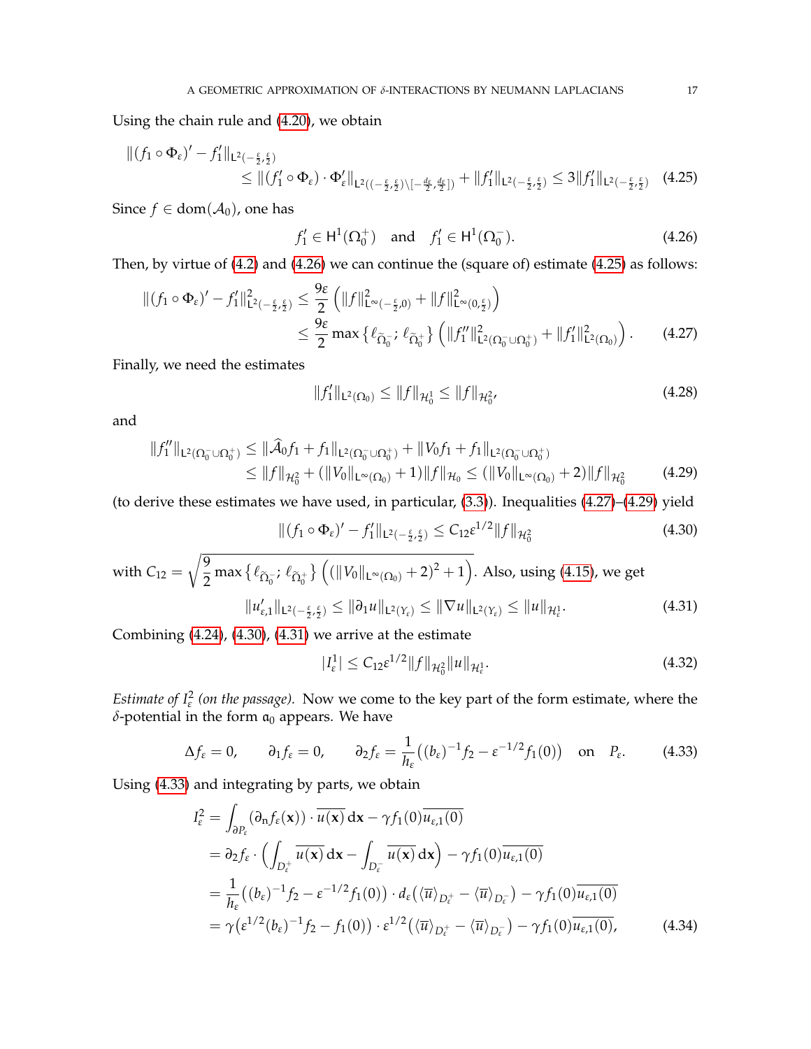Using the chain rule and (4.20), we obtain

$$
\begin{aligned}
\|(f_1\circ\Phi_\varepsilon)' - f_1'\|_{\mathsf{L}^2(-\frac{\varepsilon}{2},\frac{\varepsilon}{2})} \\
\leq \|(f_1'\circ\Phi_\varepsilon)\cdot\Phi_\varepsilon'\|_{\mathsf{L}^2((-\frac{\varepsilon}{2},\frac{\varepsilon}{2})\setminus[-\frac{d_\varepsilon}{2},\frac{d_\varepsilon}{2}])} + \|f_1'\|_{\mathsf{L}^2(-\frac{\varepsilon}{2},\frac{\varepsilon}{2})} \leq 3\|f_1'\|_{\mathsf{L}^2(-\frac{\varepsilon}{2},\frac{\varepsilon}{2})} \quad (4.25)
\end{aligned}
$$

Since $f\in\operatorname{dom}(\mathcal{A}_0)$, one has

$$
f_1'\in\mathsf{H}^1(\Omega_0^+) \quad\text{and}\quad f_1'\in\mathsf{H}^1(\Omega_0^-). \tag{4.26}
$$

Then, by virtue of (4.2) and (4.26) we can continue the (square of) estimate (4.25) as follows:

$$
\begin{aligned}
\|(f_1\circ\Phi_\varepsilon)' - f_1'\|^2_{\mathsf{L}^2(-\frac{\varepsilon}{2},\frac{\varepsilon}{2})} &\leq \frac{9\varepsilon}{2}\left(\|f\|^2_{\mathsf{L}^\infty(-\frac{\varepsilon}{2},0)} + \|f\|^2_{\mathsf{L}^\infty(0,\frac{\varepsilon}{2})}\right)\\
&\leq \frac{9\varepsilon}{2}\max\left\{\ell_{\widetilde\Omega_0^-};\,\ell_{\widetilde\Omega_0^+}\right\}\left(\|f_1''\|^2_{\mathsf{L}^2(\Omega_0^-\cup\Omega_0^+)} + \|f_1'\|^2_{\mathsf{L}^2(\Omega_0)}\right). \quad (4.27)
\end{aligned}
$$

Finally, we need the estimates

$$
\|f_1'\|_{\mathsf{L}^2(\Omega_0)} \leq \|f\|_{\mathcal{H}_0^1} \leq \|f\|_{\mathcal{H}_0^2}, \tag{4.28}
$$

and

$$
\begin{aligned}
\|f_1''\|_{\mathsf{L}^2(\Omega_0^-\cup\Omega_0^+)} &\leq \|\widehat{\mathcal{A}}_0 f_1 + f_1\|_{\mathsf{L}^2(\Omega_0^-\cup\Omega_0^+)} + \|V_0 f_1 + f_1\|_{\mathsf{L}^2(\Omega_0^-\cup\Omega_0^+)}\\
&\leq \|f\|_{\mathcal{H}_0^2} + (\|V_0\|_{\mathsf{L}^\infty(\Omega_0)}+1)\|f\|_{\mathcal{H}_0} \leq (\|V_0\|_{\mathsf{L}^\infty(\Omega_0)}+2)\|f\|_{\mathcal{H}_0^2} \quad (4.29)
\end{aligned}
$$

(to derive these estimates we have used, in particular, (3.3)). Inequalities (4.27)–(4.29) yield

$$
\|(f_1\circ\Phi_\varepsilon)' - f_1'\|_{\mathsf{L}^2(-\frac{\varepsilon}{2},\frac{\varepsilon}{2})} \leq C_{12}\varepsilon^{1/2}\|f\|_{\mathcal{H}_0^2} \tag{4.30}
$$

with $C_{12} = \sqrt{\dfrac{9}{2}\max\left\{\ell_{\widetilde\Omega_0^-};\,\ell_{\widetilde\Omega_0^+}\right\}\left((\|V_0\|_{\mathsf{L}^\infty(\Omega_0)}+2)^2+1\right)}$. Also, using (4.15), we get

$$
\|u_{\varepsilon,1}'\|_{\mathsf{L}^2(-\frac{\varepsilon}{2},\frac{\varepsilon}{2})} \leq \|\partial_1 u\|_{\mathsf{L}^2(Y_\varepsilon)} \leq \|\nabla u\|_{\mathsf{L}^2(Y_\varepsilon)} \leq \|u\|_{\mathcal{H}_\varepsilon^1}. \tag{4.31}
$$

Combining (4.24), (4.30), (4.31) we arrive at the estimate

$$
|I_\varepsilon^1| \leq C_{12}\varepsilon^{1/2}\|f\|_{\mathcal{H}_0^2}\|u\|_{\mathcal{H}_\varepsilon^1}. \tag{4.32}
$$

*Estimate of $I_\varepsilon^2$ (on the passage).* Now we come to the key part of the form estimate, where the $\delta$-potential in the form $\mathfrak{a}_0$ appears. We have

$$
\Delta f_\varepsilon = 0,\qquad \partial_1 f_\varepsilon = 0,\qquad \partial_2 f_\varepsilon = \frac{1}{h_\varepsilon}\big((b_\varepsilon)^{-1}f_2 - \varepsilon^{-1/2}f_1(0)\big)\quad\text{on}\quad P_\varepsilon. \tag{4.33}
$$

Using (4.33) and integrating by parts, we obtain

$$
\begin{aligned}
I_\varepsilon^2 &= \int_{\partial P_\varepsilon}(\partial_{\mathrm{n}} f_\varepsilon(\mathbf{x}))\cdot\overline{u(\mathbf{x})}\,\mathrm{d}\mathbf{x} - \gamma f_1(0)\overline{u_{\varepsilon,1}(0)}\\
&= \partial_2 f_\varepsilon\cdot\left(\int_{D_\varepsilon^+}\overline{u(\mathbf{x})}\,\mathrm{d}\mathbf{x} - \int_{D_\varepsilon^-}\overline{u(\mathbf{x})}\,\mathrm{d}\mathbf{x}\right) - \gamma f_1(0)\overline{u_{\varepsilon,1}(0)}\\
&= \frac{1}{h_\varepsilon}\big((b_\varepsilon)^{-1}f_2 - \varepsilon^{-1/2}f_1(0)\big)\cdot d_\varepsilon\big(\langle\overline{u}\rangle_{D_\varepsilon^+} - \langle\overline{u}\rangle_{D_\varepsilon^-}\big) - \gamma f_1(0)\overline{u_{\varepsilon,1}(0)}\\
&= \gamma\big(\varepsilon^{1/2}(b_\varepsilon)^{-1}f_2 - f_1(0)\big)\cdot\varepsilon^{1/2}\big(\langle\overline{u}\rangle_{D_\varepsilon^+} - \langle\overline{u}\rangle_{D_\varepsilon^-}\big) - \gamma f_1(0)\overline{u_{\varepsilon,1}(0)}, \qquad (4.34)
\end{aligned}
$$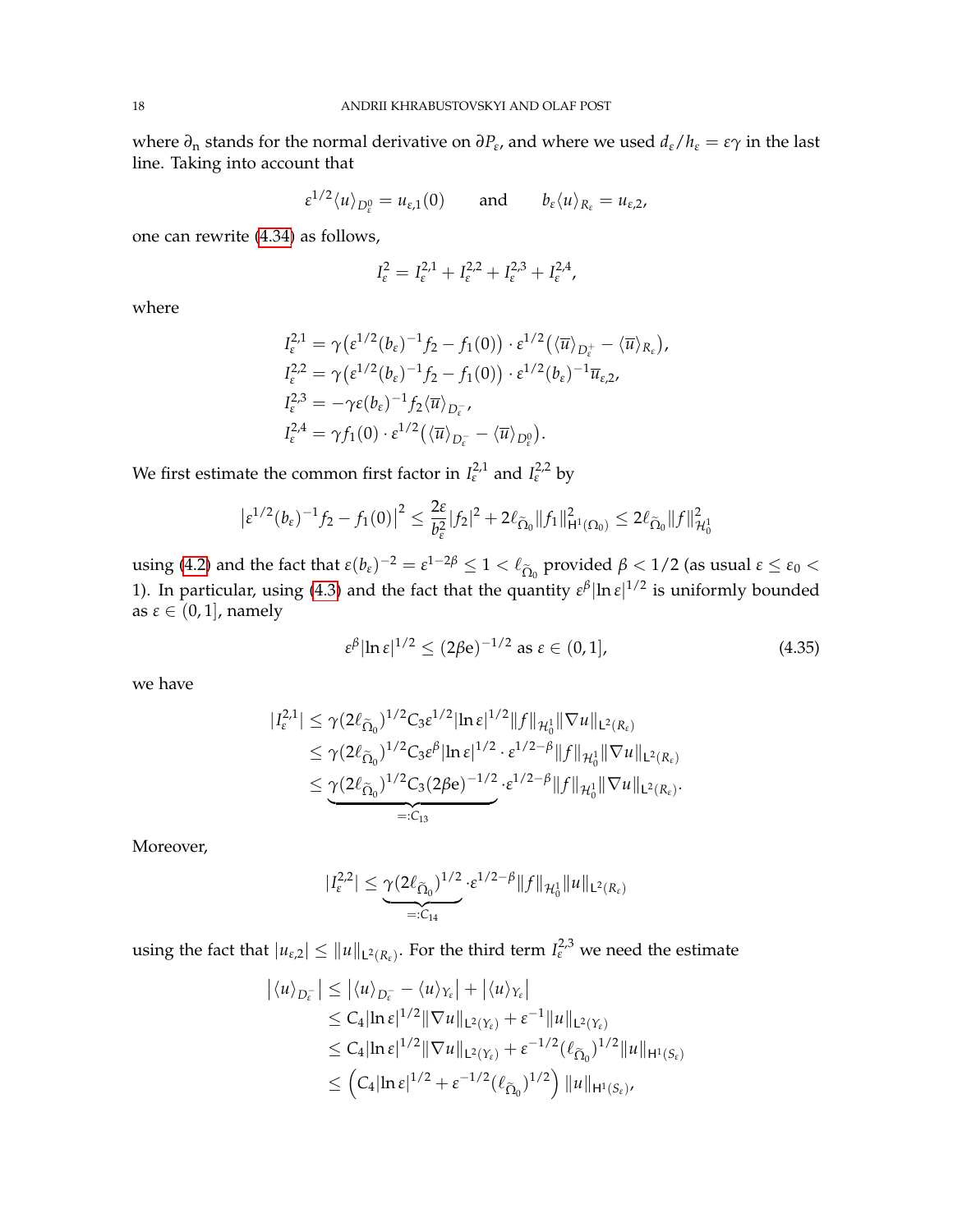where $\partial_{\mathrm{n}}$ stands for the normal derivative on $\partial P_\varepsilon$, and where we used $d_\varepsilon / h_\varepsilon = \varepsilon\gamma$ in the last line. Taking into account that

$$\varepsilon^{1/2} \langle u \rangle_{D_\varepsilon^0} = u_{\varepsilon,1}(0) \qquad \text{and} \qquad b_\varepsilon \langle u \rangle_{R_\varepsilon} = u_{\varepsilon,2},$$

one can rewrite (4.34) as follows,

$$I_\varepsilon^2 = I_\varepsilon^{2,1} + I_\varepsilon^{2,2} + I_\varepsilon^{2,3} + I_\varepsilon^{2,4},$$

where

$$\begin{aligned}
I_\varepsilon^{2,1} &= \gamma\big(\varepsilon^{1/2}(b_\varepsilon)^{-1} f_2 - f_1(0)\big) \cdot \varepsilon^{1/2}\big(\langle \overline{u} \rangle_{D_\varepsilon^+} - \langle \overline{u} \rangle_{R_\varepsilon}\big), \\
I_\varepsilon^{2,2} &= \gamma\big(\varepsilon^{1/2}(b_\varepsilon)^{-1} f_2 - f_1(0)\big) \cdot \varepsilon^{1/2}(b_\varepsilon)^{-1} \overline{u}_{\varepsilon,2}, \\
I_\varepsilon^{2,3} &= -\gamma \varepsilon (b_\varepsilon)^{-1} f_2 \langle \overline{u} \rangle_{D_\varepsilon^-}, \\
I_\varepsilon^{2,4} &= \gamma f_1(0) \cdot \varepsilon^{1/2}\big(\langle \overline{u} \rangle_{D_\varepsilon^-} - \langle \overline{u} \rangle_{D_\varepsilon^0}\big).
\end{aligned}$$

We first estimate the common first factor in $I_\varepsilon^{2,1}$ and $I_\varepsilon^{2,2}$ by

$$\big|\varepsilon^{1/2}(b_\varepsilon)^{-1} f_2 - f_1(0)\big|^2 \le \frac{2\varepsilon}{b_\varepsilon^2}|f_2|^2 + 2\ell_{\widetilde{\Omega}_0}\|f_1\|^2_{\mathsf{H}^1(\Omega_0)} \le 2\ell_{\widetilde{\Omega}_0}\|f\|^2_{\mathcal{H}_0^1}$$

using (4.2) and the fact that $\varepsilon(b_\varepsilon)^{-2} = \varepsilon^{1-2\beta} \le 1 < \ell_{\widetilde{\Omega}_0}$ provided $\beta < 1/2$ (as usual $\varepsilon \le \varepsilon_0 < 1$). In particular, using (4.3) and the fact that the quantity $\varepsilon^\beta |\ln \varepsilon|^{1/2}$ is uniformly bounded as $\varepsilon \in (0,1]$, namely

$$\varepsilon^\beta |\ln \varepsilon|^{1/2} \le (2\beta \mathrm{e})^{-1/2} \text{ as } \varepsilon \in (0,1], \tag{4.35}$$

we have

$$\begin{aligned}
|I_\varepsilon^{2,1}| &\le \gamma(2\ell_{\widetilde{\Omega}_0})^{1/2} C_3 \varepsilon^{1/2}|\ln \varepsilon|^{1/2}\|f\|_{\mathcal{H}_0^1}\|\nabla u\|_{\mathsf{L}^2(R_\varepsilon)} \\
&\le \gamma(2\ell_{\widetilde{\Omega}_0})^{1/2} C_3 \varepsilon^\beta|\ln \varepsilon|^{1/2} \cdot \varepsilon^{1/2-\beta}\|f\|_{\mathcal{H}_0^1}\|\nabla u\|_{\mathsf{L}^2(R_\varepsilon)} \\
&\le \underbrace{\gamma(2\ell_{\widetilde{\Omega}_0})^{1/2} C_3 (2\beta\mathrm{e})^{-1/2}}_{=:C_{13}} \cdot \varepsilon^{1/2-\beta}\|f\|_{\mathcal{H}_0^1}\|\nabla u\|_{\mathsf{L}^2(R_\varepsilon)}.
\end{aligned}$$

Moreover,

$$|I_\varepsilon^{2,2}| \le \underbrace{\gamma(2\ell_{\widetilde{\Omega}_0})^{1/2}}_{=:C_{14}} \cdot \varepsilon^{1/2-\beta}\|f\|_{\mathcal{H}_0^1}\|u\|_{\mathsf{L}^2(R_\varepsilon)}$$

using the fact that $|u_{\varepsilon,2}| \le \|u\|_{\mathsf{L}^2(R_\varepsilon)}$. For the third term $I_\varepsilon^{2,3}$ we need the estimate

$$\begin{aligned}
\big|\langle u \rangle_{D_\varepsilon^-}\big| &\le \big|\langle u \rangle_{D_\varepsilon^-} - \langle u \rangle_{Y_\varepsilon}\big| + \big|\langle u \rangle_{Y_\varepsilon}\big| \\
&\le C_4 |\ln \varepsilon|^{1/2}\|\nabla u\|_{\mathsf{L}^2(Y_\varepsilon)} + \varepsilon^{-1}\|u\|_{\mathsf{L}^2(Y_\varepsilon)} \\
&\le C_4 |\ln \varepsilon|^{1/2}\|\nabla u\|_{\mathsf{L}^2(Y_\varepsilon)} + \varepsilon^{-1/2}(\ell_{\widetilde{\Omega}_0})^{1/2}\|u\|_{\mathsf{H}^1(S_\varepsilon)} \\
&\le \Big(C_4|\ln \varepsilon|^{1/2} + \varepsilon^{-1/2}(\ell_{\widetilde{\Omega}_0})^{1/2}\Big)\|u\|_{\mathsf{H}^1(S_\varepsilon)},
\end{aligned}$$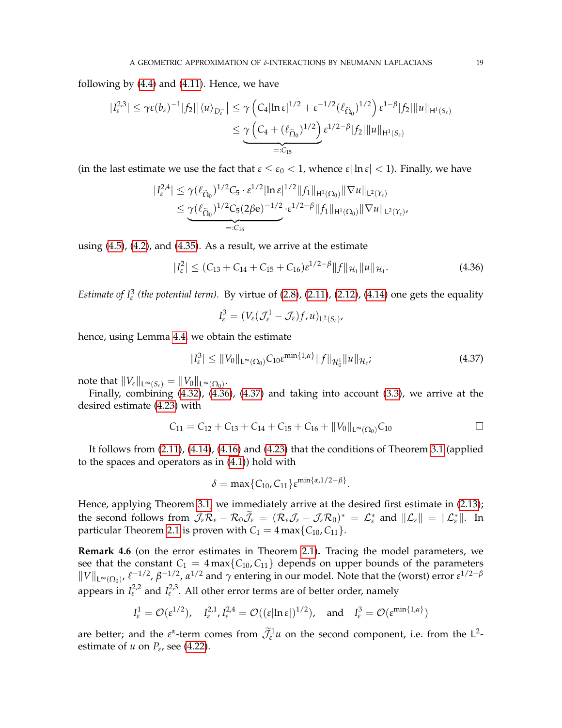following by (4.4) and (4.11). Hence, we have

$$|I_\varepsilon^{2,3}| \le \gamma\varepsilon(b_\varepsilon)^{-1}|f_2|\left|\langle u\rangle_{D_\varepsilon^-}\right| \le \gamma\left(C_4|\ln\varepsilon|^{1/2} + \varepsilon^{-1/2}(\ell_{\widetilde\Omega_0})^{1/2}\right)\varepsilon^{1-\beta}|f_2|\|u\|_{\mathsf{H}^1(S_\varepsilon)}$$
$$\le \underbrace{\gamma\left(C_4 + (\ell_{\widetilde\Omega_0})^{1/2}\right)}_{=:C_{15}}\varepsilon^{1/2-\beta}|f_2|\|u\|_{\mathsf{H}^1(S_\varepsilon)}$$

(in the last estimate we use the fact that $\varepsilon \le \varepsilon_0 < 1$, whence $\varepsilon|\ln\varepsilon| < 1$). Finally, we have

$$|I_\varepsilon^{2,4}| \le \gamma(\ell_{\widetilde\Omega_0})^{1/2}C_5\cdot\varepsilon^{1/2}|\ln\varepsilon|^{1/2}\|f_1\|_{\mathsf{H}^1(\Omega_0)}\|\nabla u\|_{\mathsf{L}^2(Y_\varepsilon)}$$
$$\le \underbrace{\gamma(\ell_{\widetilde\Omega_0})^{1/2}C_5(2\beta e)^{-1/2}}_{=:C_{16}}\cdot\varepsilon^{1/2-\beta}\|f_1\|_{\mathsf{H}^1(\Omega_0)}\|\nabla u\|_{\mathsf{L}^2(Y_\varepsilon)},$$

using (4.5), (4.2), and (4.35). As a result, we arrive at the estimate

$$|I_\varepsilon^2| \le (C_{13} + C_{14} + C_{15} + C_{16})\varepsilon^{1/2-\beta}\|f\|_{\mathcal{H}_1}\|u\|_{\mathcal{H}_1}. \tag{4.36}$$

*Estimate of $I_\varepsilon^3$ (the potential term).* By virtue of (2.8), (2.11), (2.12), (4.14) one gets the equality

$$I_\varepsilon^3 = (V_\varepsilon(\mathcal{J}_\varepsilon^1 - \mathcal{J}_\varepsilon)f, u)_{\mathsf{L}^2(S_\varepsilon)},$$

hence, using Lemma 4.4 we obtain the estimate

$$|I_\varepsilon^3| \le \|V_0\|_{\mathsf{L}^\infty(\Omega_0)}C_{10}\varepsilon^{\min\{1,\alpha\}}\|f\|_{\mathcal{H}_0^1}\|u\|_{\mathcal{H}_\varepsilon}; \tag{4.37}$$

note that $\|V_\varepsilon\|_{\mathsf{L}^\infty(S_\varepsilon)} = \|V_0\|_{\mathsf{L}^\infty(\Omega_0)}$.

Finally, combining (4.32), (4.36), (4.37) and taking into account (3.3), we arrive at the desired estimate (4.23) with

$$C_{11} = C_{12} + C_{13} + C_{14} + C_{15} + C_{16} + \|V_0\|_{\mathsf{L}^\infty(\Omega_0)}C_{10} \qquad \square$$

It follows from (2.11), (4.14), (4.16) and (4.23) that the conditions of Theorem 3.1 (applied to the spaces and operators as in (4.1)) hold with

$$\delta = \max\{C_{10}, C_{11}\}\varepsilon^{\min\{\alpha,1/2-\beta\}}.$$

Hence, applying Theorem 3.1, we immediately arrive at the desired first estimate in (2.13); the second follows from $\mathcal{J}_\varepsilon\mathcal{R}_\varepsilon - \mathcal{R}_0\widetilde{\mathcal{J}}_\varepsilon = (\mathcal{R}_\varepsilon\mathcal{J}_\varepsilon - \mathcal{J}_\varepsilon\mathcal{R}_0)^* = \mathcal{L}_\varepsilon^*$ and $\|\mathcal{L}_\varepsilon\| = \|\mathcal{L}_\varepsilon^*\|$. In particular Theorem 2.1 is proven with $C_1 = 4\max\{C_{10}, C_{11}\}$.

**Remark 4.6** (on the error estimates in Theorem 2.1)**.** Tracing the model parameters, we see that the constant $C_1 = 4\max\{C_{10}, C_{11}\}$ depends on upper bounds of the parameters $\|V\|_{\mathsf{L}^\infty(\Omega_0)}$, $\ell^{-1/2}$, $\beta^{-1/2}$, $\alpha^{1/2}$ and $\gamma$ entering in our model. Note that the (worst) error $\varepsilon^{1/2-\beta}$ appears in $I_\varepsilon^{2,2}$ and $I_\varepsilon^{2,3}$. All other error terms are of better order, namely

$$I_\varepsilon^1 = \mathcal{O}(\varepsilon^{1/2}), \quad I_\varepsilon^{2,1}, I_\varepsilon^{2,4} = \mathcal{O}((\varepsilon|\ln\varepsilon|)^{1/2}), \quad \text{and} \quad I_\varepsilon^3 = \mathcal{O}(\varepsilon^{\min\{1,\alpha\}})$$

are better; and the $\varepsilon^\alpha$-term comes from $\widetilde{\mathcal{J}}_\varepsilon^1 u$ on the second component, i.e. from the $\mathsf{L}^2$-estimate of $u$ on $P_\varepsilon$, see (4.22).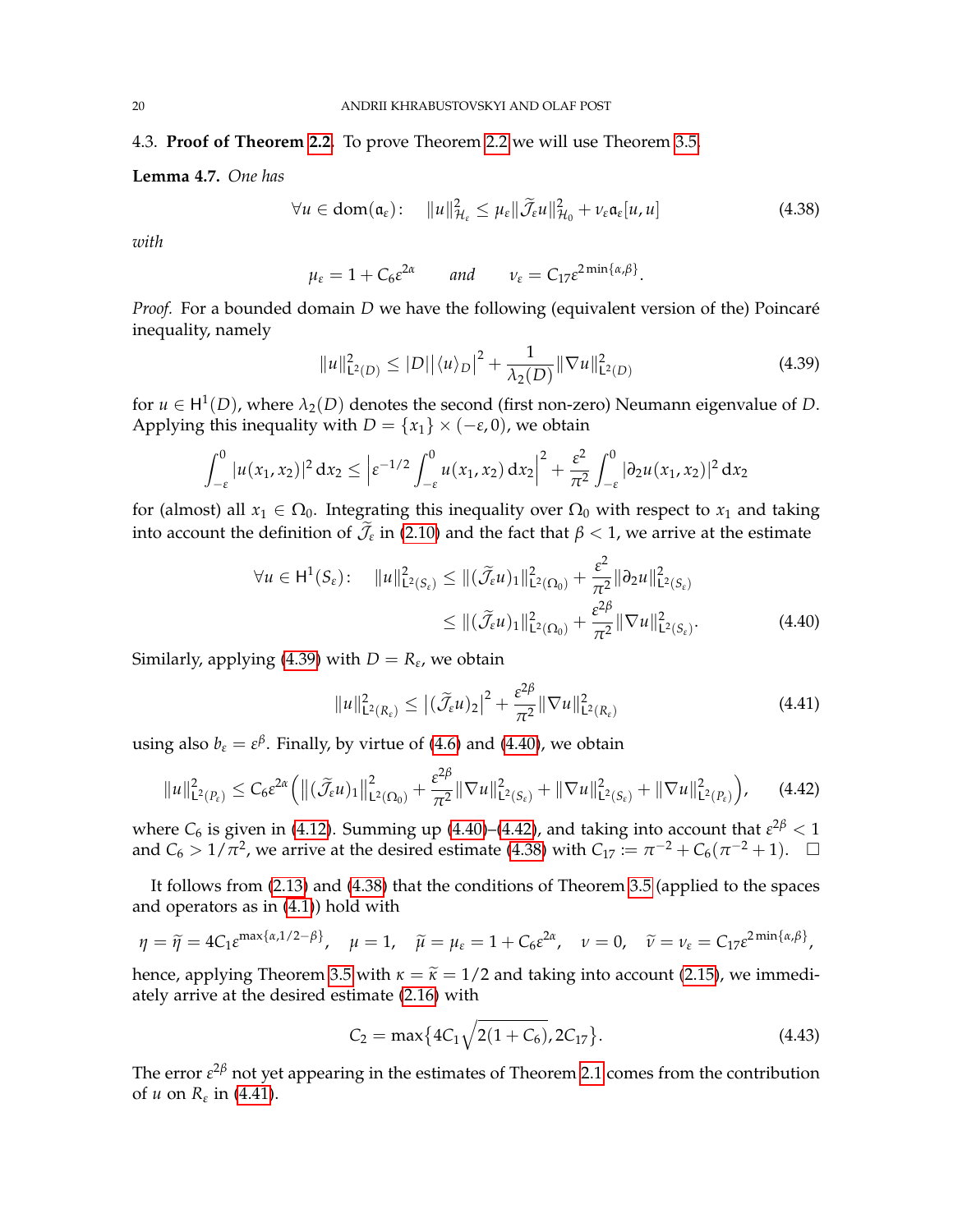4.3. **Proof of Theorem 2.2.** To prove Theorem 2.2 we will use Theorem 3.5.

**Lemma 4.7.** *One has*

$$\forall u \in \mathrm{dom}(\mathfrak{a}_\varepsilon): \quad \|u\|^2_{\mathcal{H}_\varepsilon} \le \mu_\varepsilon \|\widetilde{\mathcal{J}}_\varepsilon u\|^2_{\mathcal{H}_0} + \nu_\varepsilon \mathfrak{a}_\varepsilon[u,u] \tag{4.38}$$

*with*

$$\mu_\varepsilon = 1 + C_6 \varepsilon^{2\alpha} \qquad \text{and} \qquad \nu_\varepsilon = C_{17} \varepsilon^{2\min\{\alpha,\beta\}}.$$

*Proof.* For a bounded domain $D$ we have the following (equivalent version of the) Poincaré inequality, namely

$$\|u\|^2_{\mathsf{L}^2(D)} \le |D| \big|\langle u \rangle_D\big|^2 + \frac{1}{\lambda_2(D)} \|\nabla u\|^2_{\mathsf{L}^2(D)} \tag{4.39}$$

for $u \in \mathsf{H}^1(D)$, where $\lambda_2(D)$ denotes the second (first non-zero) Neumann eigenvalue of $D$. Applying this inequality with $D = \{x_1\} \times (-\varepsilon, 0)$, we obtain

$$\int_{-\varepsilon}^0 |u(x_1,x_2)|^2 \,\mathrm{d}x_2 \le \left|\varepsilon^{-1/2} \int_{-\varepsilon}^0 u(x_1,x_2)\,\mathrm{d}x_2\right|^2 + \frac{\varepsilon^2}{\pi^2} \int_{-\varepsilon}^0 |\partial_2 u(x_1,x_2)|^2 \,\mathrm{d}x_2$$

for (almost) all $x_1 \in \Omega_0$. Integrating this inequality over $\Omega_0$ with respect to $x_1$ and taking into account the definition of $\widetilde{\mathcal{J}}_\varepsilon$ in (2.10) and the fact that $\beta < 1$, we arrive at the estimate

$$\begin{aligned}
\forall u \in \mathsf{H}^1(S_\varepsilon): \quad \|u\|^2_{\mathsf{L}^2(S_\varepsilon)} &\le \|(\widetilde{\mathcal{J}}_\varepsilon u)_1\|^2_{\mathsf{L}^2(\Omega_0)} + \frac{\varepsilon^2}{\pi^2} \|\partial_2 u\|^2_{\mathsf{L}^2(S_\varepsilon)} \\
&\le \|(\widetilde{\mathcal{J}}_\varepsilon u)_1\|^2_{\mathsf{L}^2(\Omega_0)} + \frac{\varepsilon^{2\beta}}{\pi^2} \|\nabla u\|^2_{\mathsf{L}^2(S_\varepsilon)}.
\end{aligned} \tag{4.40}$$

Similarly, applying (4.39) with $D = R_\varepsilon$, we obtain

$$\|u\|^2_{\mathsf{L}^2(R_\varepsilon)} \le \big|(\widetilde{\mathcal{J}}_\varepsilon u)_2\big|^2 + \frac{\varepsilon^{2\beta}}{\pi^2} \|\nabla u\|^2_{\mathsf{L}^2(R_\varepsilon)} \tag{4.41}$$

using also $b_\varepsilon = \varepsilon^\beta$. Finally, by virtue of (4.6) and (4.40), we obtain

$$\|u\|^2_{\mathsf{L}^2(P_\varepsilon)} \le C_6 \varepsilon^{2\alpha} \Big( \big\|(\widetilde{\mathcal{J}}_\varepsilon u)_1\big\|^2_{\mathsf{L}^2(\Omega_0)} + \frac{\varepsilon^{2\beta}}{\pi^2} \|\nabla u\|^2_{\mathsf{L}^2(S_\varepsilon)} + \|\nabla u\|^2_{\mathsf{L}^2(S_\varepsilon)} + \|\nabla u\|^2_{\mathsf{L}^2(P_\varepsilon)} \Big), \tag{4.42}$$

where $C_6$ is given in (4.12). Summing up (4.40)–(4.42), and taking into account that $\varepsilon^{2\beta} < 1$ and $C_6 > 1/\pi^2$, we arrive at the desired estimate (4.38) with $C_{17} := \pi^{-2} + C_6(\pi^{-2} + 1)$. $\square$

It follows from (2.13) and (4.38) that the conditions of Theorem 3.5 (applied to the spaces and operators as in (4.1)) hold with

$$\eta = \widetilde{\eta} = 4C_1 \varepsilon^{\max\{\alpha, 1/2 - \beta\}}, \quad \mu = 1, \quad \widetilde{\mu} = \mu_\varepsilon = 1 + C_6 \varepsilon^{2\alpha}, \quad \nu = 0, \quad \widetilde{\nu} = \nu_\varepsilon = C_{17} \varepsilon^{2\min\{\alpha,\beta\}},$$

hence, applying Theorem 3.5 with $\kappa = \widetilde{\kappa} = 1/2$ and taking into account (2.15), we immediately arrive at the desired estimate (2.16) with

$$C_2 = \max\big\{4C_1\sqrt{2(1+C_6)}, 2C_{17}\big\}. \tag{4.43}$$

The error $\varepsilon^{2\beta}$ not yet appearing in the estimates of Theorem 2.1 comes from the contribution of $u$ on $R_\varepsilon$ in (4.41).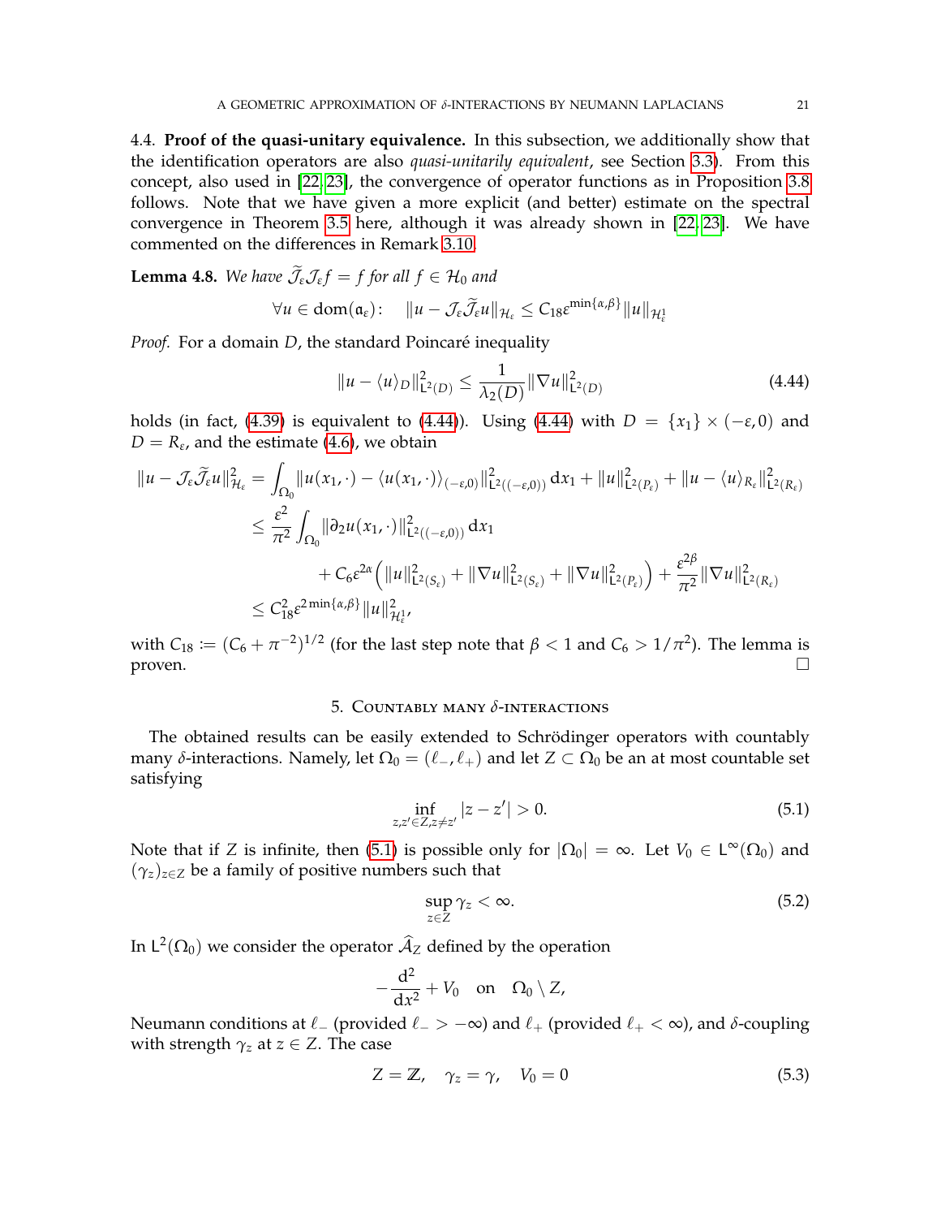### 4.4. Proof of the quasi-unitary equivalence.

In this subsection, we additionally show that the identification operators are also *quasi-unitarily equivalent*, see Section 3.3). From this concept, also used in [22, 23], the convergence of operator functions as in Proposition 3.8 follows. Note that we have given a more explicit (and better) estimate on the spectral convergence in Theorem 3.5 here, although it was already shown in [22, 23]. We have commented on the differences in Remark 3.10.

**Lemma 4.8.** *We have $\widetilde{\mathcal{J}}_\varepsilon \mathcal{J}_\varepsilon f = f$ for all $f \in \mathcal{H}_0$ and*

$$\forall u \in \operatorname{dom}(\mathfrak{a}_\varepsilon): \quad \|u - \mathcal{J}_\varepsilon \widetilde{\mathcal{J}}_\varepsilon u\|_{\mathcal{H}_\varepsilon} \le C_{18} \varepsilon^{\min\{\alpha,\beta\}} \|u\|_{\mathcal{H}^1_\varepsilon}$$

*Proof.* For a domain $D$, the standard Poincaré inequality

$$\|u - \langle u \rangle_D\|^2_{\mathsf{L}^2(D)} \le \frac{1}{\lambda_2(D)} \|\nabla u\|^2_{\mathsf{L}^2(D)} \tag{4.44}$$

holds (in fact, (4.39) is equivalent to (4.44)). Using (4.44) with $D = \{x_1\} \times (-\varepsilon, 0)$ and $D = R_\varepsilon$, and the estimate (4.6), we obtain

$$\begin{aligned}
\|u - \mathcal{J}_\varepsilon \widetilde{\mathcal{J}}_\varepsilon u\|^2_{\mathcal{H}_\varepsilon} &= \int_{\Omega_0} \|u(x_1, \cdot) - \langle u(x_1, \cdot)\rangle_{(-\varepsilon,0)}\|^2_{\mathsf{L}^2((-\varepsilon,0))} \, \mathrm{d}x_1 + \|u\|^2_{\mathsf{L}^2(P_\varepsilon)} + \|u - \langle u \rangle_{R_\varepsilon}\|^2_{\mathsf{L}^2(R_\varepsilon)} \\
&\le \frac{\varepsilon^2}{\pi^2} \int_{\Omega_0} \|\partial_2 u(x_1, \cdot)\|^2_{\mathsf{L}^2((-\varepsilon,0))} \, \mathrm{d}x_1 \\
&\qquad + C_6 \varepsilon^{2\alpha} \Big( \|u\|^2_{\mathsf{L}^2(S_\varepsilon)} + \|\nabla u\|^2_{\mathsf{L}^2(S_\varepsilon)} + \|\nabla u\|^2_{\mathsf{L}^2(P_\varepsilon)} \Big) + \frac{\varepsilon^{2\beta}}{\pi^2} \|\nabla u\|^2_{\mathsf{L}^2(R_\varepsilon)} \\
&\le C_{18}^2 \varepsilon^{2\min\{\alpha,\beta\}} \|u\|^2_{\mathcal{H}^1_\varepsilon},
\end{aligned}$$

with $C_{18} := (C_6 + \pi^{-2})^{1/2}$ (for the last step note that $\beta < 1$ and $C_6 > 1/\pi^2$). The lemma is proven. □

## 5. Countably many δ-interactions

The obtained results can be easily extended to Schrödinger operators with countably many $\delta$-interactions. Namely, let $\Omega_0 = (\ell_-, \ell_+)$ and let $Z \subset \Omega_0$ be an at most countable set satisfying

$$\inf_{z,z' \in Z, z \neq z'} |z - z'| > 0. \tag{5.1}$$

Note that if $Z$ is infinite, then (5.1) is possible only for $|\Omega_0| = \infty$. Let $V_0 \in \mathsf{L}^\infty(\Omega_0)$ and $(\gamma_z)_{z \in Z}$ be a family of positive numbers such that

$$\sup_{z \in Z} \gamma_z < \infty. \tag{5.2}$$

In $\mathsf{L}^2(\Omega_0)$ we consider the operator $\widehat{\mathcal{A}}_Z$ defined by the operation

$$-\frac{\mathrm{d}^2}{\mathrm{d}x^2} + V_0 \quad \text{on} \quad \Omega_0 \setminus Z,$$

Neumann conditions at $\ell_-$ (provided $\ell_- > -\infty$) and $\ell_+$ (provided $\ell_+ < \infty$), and $\delta$-coupling with strength $\gamma_z$ at $z \in Z$. The case

$$Z = \mathbb{Z}, \quad \gamma_z = \gamma, \quad V_0 = 0 \tag{5.3}$$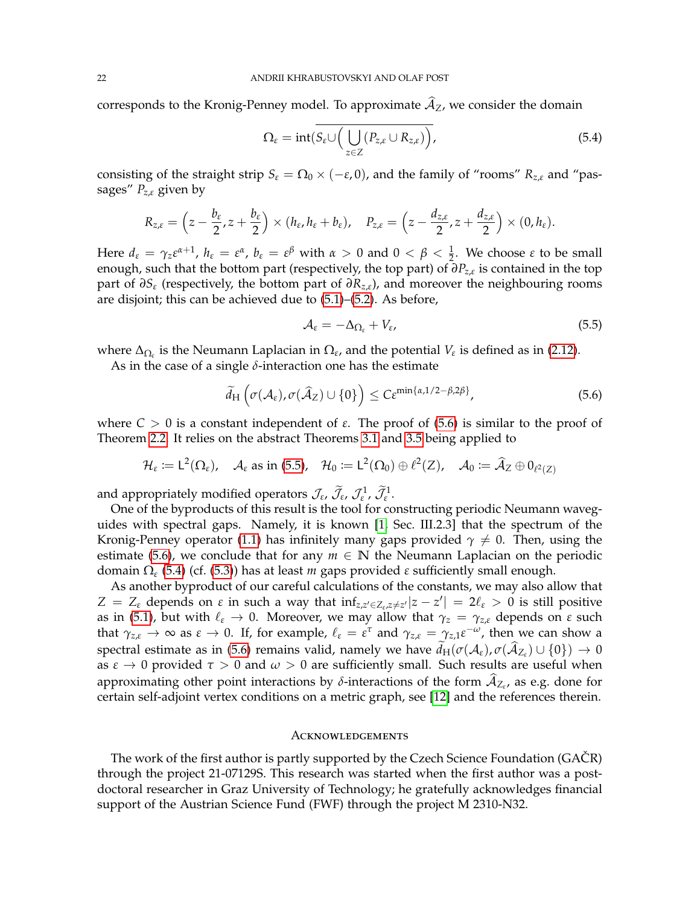corresponds to the Kronig-Penney model. To approximate $\widehat{\mathcal{A}}_Z$, we consider the domain

$$\Omega_\varepsilon = \mathrm{int}\big(\overline{S_\varepsilon \cup \Big(\bigcup_{z\in Z}(P_{z,\varepsilon}\cup R_{z,\varepsilon})\Big)}\big), \tag{5.4}$$

consisting of the straight strip $S_\varepsilon = \Omega_0 \times (-\varepsilon, 0)$, and the family of "rooms" $R_{z,\varepsilon}$ and "passages" $P_{z,\varepsilon}$ given by

$$R_{z,\varepsilon} = \Big(z - \frac{b_\varepsilon}{2}, z + \frac{b_\varepsilon}{2}\Big) \times (h_\varepsilon, h_\varepsilon + b_\varepsilon), \quad P_{z,\varepsilon} = \Big(z - \frac{d_{z,\varepsilon}}{2}, z + \frac{d_{z,\varepsilon}}{2}\Big) \times (0, h_\varepsilon).$$

Here $d_\varepsilon = \gamma_z \varepsilon^{\alpha+1}$, $h_\varepsilon = \varepsilon^\alpha$, $b_\varepsilon = \varepsilon^\beta$ with $\alpha > 0$ and $0 < \beta < \frac{1}{2}$. We choose $\varepsilon$ to be small enough, such that the bottom part (respectively, the top part) of $\partial P_{z,\varepsilon}$ is contained in the top part of $\partial S_\varepsilon$ (respectively, the bottom part of $\partial R_{z,\varepsilon}$), and moreover the neighbouring rooms are disjoint; this can be achieved due to (5.1)–(5.2). As before,

$$\mathcal{A}_\varepsilon = -\Delta_{\Omega_\varepsilon} + V_\varepsilon, \tag{5.5}$$

where $\Delta_{\Omega_\varepsilon}$ is the Neumann Laplacian in $\Omega_\varepsilon$, and the potential $V_\varepsilon$ is defined as in (2.12).

As in the case of a single $\delta$-interaction one has the estimate

$$\widetilde{d}_{\mathrm{H}}\left(\sigma(\mathcal{A}_\varepsilon), \sigma(\widehat{\mathcal{A}}_Z) \cup \{0\}\right) \le C\varepsilon^{\min\{\alpha, 1/2-\beta, 2\beta\}}, \tag{5.6}$$

where $C > 0$ is a constant independent of $\varepsilon$. The proof of (5.6) is similar to the proof of Theorem 2.2. It relies on the abstract Theorems 3.1 and 3.5 being applied to

$$\mathcal{H}_\varepsilon := \mathsf{L}^2(\Omega_\varepsilon), \quad \mathcal{A}_\varepsilon \text{ as in (5.5)}, \quad \mathcal{H}_0 := \mathsf{L}^2(\Omega_0) \oplus \ell^2(Z), \quad \mathcal{A}_0 := \widehat{\mathcal{A}}_Z \oplus 0_{\ell^2(Z)}$$

and appropriately modified operators $\mathcal{J}_\varepsilon$, $\widetilde{\mathcal{J}}_\varepsilon$, $\mathcal{J}_\varepsilon^1$, $\widetilde{\mathcal{J}}_\varepsilon^1$.

One of the byproducts of this result is the tool for constructing periodic Neumann waveguides with spectral gaps. Namely, it is known [1, Sec. III.2.3] that the spectrum of the Kronig-Penney operator (1.1) has infinitely many gaps provided $\gamma \neq 0$. Then, using the estimate (5.6), we conclude that for any $m \in \mathbb{N}$ the Neumann Laplacian on the periodic domain $\Omega_\varepsilon$ (5.4) (cf. (5.3)) has at least $m$ gaps provided $\varepsilon$ sufficiently small enough.

As another byproduct of our careful calculations of the constants, we may also allow that $Z = Z_\varepsilon$ depends on $\varepsilon$ in such a way that $\inf_{z,z' \in Z_\varepsilon, z\neq z'} |z - z'| = 2\ell_\varepsilon > 0$ is still positive as in (5.1), but with $\ell_\varepsilon \to 0$. Moreover, we may allow that $\gamma_z = \gamma_{z,\varepsilon}$ depends on $\varepsilon$ such that $\gamma_{z,\varepsilon} \to \infty$ as $\varepsilon \to 0$. If, for example, $\ell_\varepsilon = \varepsilon^\tau$ and $\gamma_{z,\varepsilon} = \gamma_{z,1}\varepsilon^{-\omega}$, then we can show a spectral estimate as in (5.6) remains valid, namely we have $\widetilde{d}_{\mathrm{H}}(\sigma(\mathcal{A}_\varepsilon), \sigma(\widehat{\mathcal{A}}_{Z_\varepsilon}) \cup \{0\}) \to 0$ as $\varepsilon \to 0$ provided $\tau > 0$ and $\omega > 0$ are sufficiently small. Such results are useful when approximating other point interactions by $\delta$-interactions of the form $\widehat{\mathcal{A}}_{Z_\varepsilon}$, as e.g. done for certain self-adjoint vertex conditions on a metric graph, see [12] and the references therein.

## Acknowledgements

The work of the first author is partly supported by the Czech Science Foundation (GAČR) through the project 21-07129S. This research was started when the first author was a postdoctoral researcher in Graz University of Technology; he gratefully acknowledges financial support of the Austrian Science Fund (FWF) through the project M 2310-N32.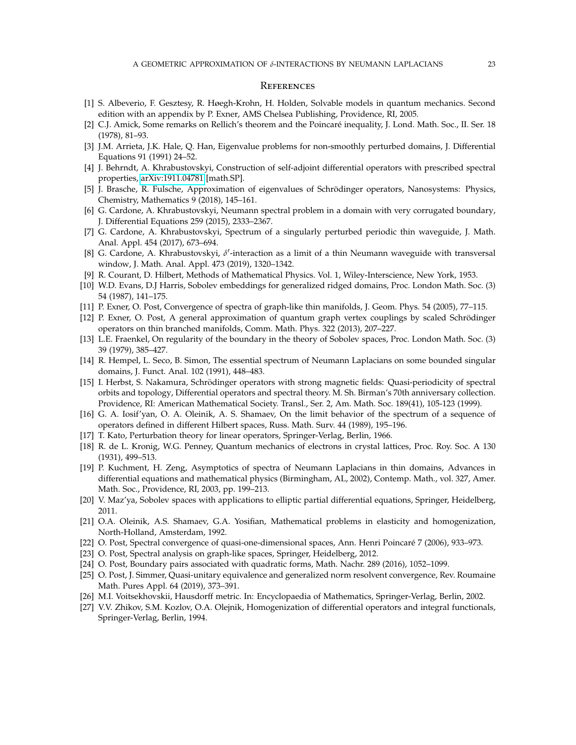## References

[1] S. Albeverio, F. Gesztesy, R. Høegh-Krohn, H. Holden, Solvable models in quantum mechanics. Second edition with an appendix by P. Exner, AMS Chelsea Publishing, Providence, RI, 2005.

[2] C.J. Amick, Some remarks on Rellich's theorem and the Poincaré inequality, J. Lond. Math. Soc., II. Ser. 18 (1978), 81–93.

[3] J.M. Arrieta, J.K. Hale, Q. Han, Eigenvalue problems for non-smoothly perturbed domains, J. Differential Equations 91 (1991) 24–52.

[4] J. Behrndt, A. Khrabustovskyi, Construction of self-adjoint differential operators with prescribed spectral properties, arXiv:1911.04781 [math.SP].

[5] J. Brasche, R. Fulsche, Approximation of eigenvalues of Schrödinger operators, Nanosystems: Physics, Chemistry, Mathematics 9 (2018), 145–161.

[6] G. Cardone, A. Khrabustovskyi, Neumann spectral problem in a domain with very corrugated boundary, J. Differential Equations 259 (2015), 2333–2367.

[7] G. Cardone, A. Khrabustovskyi, Spectrum of a singularly perturbed periodic thin waveguide, J. Math. Anal. Appl. 454 (2017), 673–694.

[8] G. Cardone, A. Khrabustovskyi, $\delta'$-interaction as a limit of a thin Neumann waveguide with transversal window, J. Math. Anal. Appl. 473 (2019), 1320–1342.

[9] R. Courant, D. Hilbert, Methods of Mathematical Physics. Vol. 1, Wiley-Interscience, New York, 1953.

[10] W.D. Evans, D.J Harris, Sobolev embeddings for generalized ridged domains, Proc. London Math. Soc. (3) 54 (1987), 141–175.

[11] P. Exner, O. Post, Convergence of spectra of graph-like thin manifolds, J. Geom. Phys. 54 (2005), 77–115.

[12] P. Exner, O. Post, A general approximation of quantum graph vertex couplings by scaled Schrödinger operators on thin branched manifolds, Comm. Math. Phys. 322 (2013), 207–227.

[13] L.E. Fraenkel, On regularity of the boundary in the theory of Sobolev spaces, Proc. London Math. Soc. (3) 39 (1979), 385–427.

[14] R. Hempel, L. Seco, B. Simon, The essential spectrum of Neumann Laplacians on some bounded singular domains, J. Funct. Anal. 102 (1991), 448–483.

[15] I. Herbst, S. Nakamura, Schrödinger operators with strong magnetic fields: Quasi-periodicity of spectral orbits and topology, Differential operators and spectral theory. M. Sh. Birman's 70th anniversary collection. Providence, RI: American Mathematical Society. Transl., Ser. 2, Am. Math. Soc. 189(41), 105-123 (1999).

[16] G. A. Iosif'yan, O. A. Oleinik, A. S. Shamaev, On the limit behavior of the spectrum of a sequence of operators defined in different Hilbert spaces, Russ. Math. Surv. 44 (1989), 195–196.

[17] T. Kato, Perturbation theory for linear operators, Springer-Verlag, Berlin, 1966.

[18] R. de L. Kronig, W.G. Penney, Quantum mechanics of electrons in crystal lattices, Proc. Roy. Soc. A 130 (1931), 499–513.

[19] P. Kuchment, H. Zeng, Asymptotics of spectra of Neumann Laplacians in thin domains, Advances in differential equations and mathematical physics (Birmingham, AL, 2002), Contemp. Math., vol. 327, Amer. Math. Soc., Providence, RI, 2003, pp. 199–213.

[20] V. Maz'ya, Sobolev spaces with applications to elliptic partial differential equations, Springer, Heidelberg, 2011.

[21] O.A. Oleinik, A.S. Shamaev, G.A. Yosifian, Mathematical problems in elasticity and homogenization, North-Holland, Amsterdam, 1992.

[22] O. Post, Spectral convergence of quasi-one-dimensional spaces, Ann. Henri Poincaré 7 (2006), 933–973.

[23] O. Post, Spectral analysis on graph-like spaces, Springer, Heidelberg, 2012.

[24] O. Post, Boundary pairs associated with quadratic forms, Math. Nachr. 289 (2016), 1052–1099.

[25] O. Post, J. Simmer, Quasi-unitary equivalence and generalized norm resolvent convergence, Rev. Roumaine Math. Pures Appl. 64 (2019), 373–391.

[26] M.I. Voitsekhovskii, Hausdorff metric. In: Encyclopaedia of Mathematics, Springer-Verlag, Berlin, 2002.

[27] V.V. Zhikov, S.M. Kozlov, O.A. Olejnik, Homogenization of differential operators and integral functionals, Springer-Verlag, Berlin, 1994.